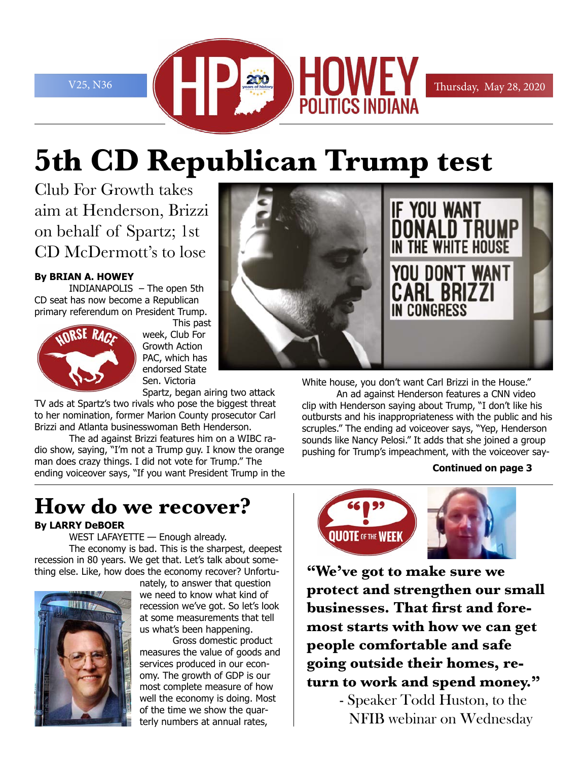# 5th CD Republican Trump test

## Club For Growth takes aim at Henderson, Brizzi on behalf of Spartz; 1st CD McDermott's to lose

**By BRIAN A. HOWEY**

INDIANAPOLIS – The open 5th CD seat has now become a Republican primary referendum on President Trump. This past week, Club For Growth Action PAC, which has endorsed State Sen. Victoria Spartz, began airing two attack TV ads at Spartz's two rivals who pose the biggest threat to her nomination, former Marion County prosecutor Carl Brizzi and Atlanta businesswoman Beth Henderson.

The ad against Brizzi features him on a WIBC radio show, saying, "I'm not a Trump guy. I know the orange man does crazy things. I did not vote for Trump." The ending voiceover says, "If you want President Trump in the White house, you don't want Carl Brizzi in the House."

An ad against Henderson features a CNN video clip with Henderson saying about Trump, "I don't like his outbursts and his inappropriateness with the public and his scruples." The ending ad voiceover says, "Yep, Henderson sounds like Nancy Pelosi." It adds that she joined a group pushing for Trump's impeachment, with the voiceover say-

**Continued on page 3**

# How do we recover?

**By LARRY DeBOER**

WEST LAFAYETTE — Enough already.

The economy is bad. This is the sharpest, deepest recession in 80 years. We get that. Let's talk about something else. Like, how does the economy recover? Unfortunately, to answer that question we need to know what kind of recession we've got. So let's look at some measurements that tell us what's been happening.

Gross domestic product measures the value of goods and services produced in our economy. The growth of GDP is our most complete measure of how well the economy is doing. Most of the time we show the quarterly numbers at annual rates,

## Quote of the Week

**"We've got to make sure we protect and strengthen our small businesses. That first and foremost starts with how we can get people comfortable and safe going outside their homes, return to work and spend money."**

- Speaker Todd Huston, to the NFIB webinar on Wednesday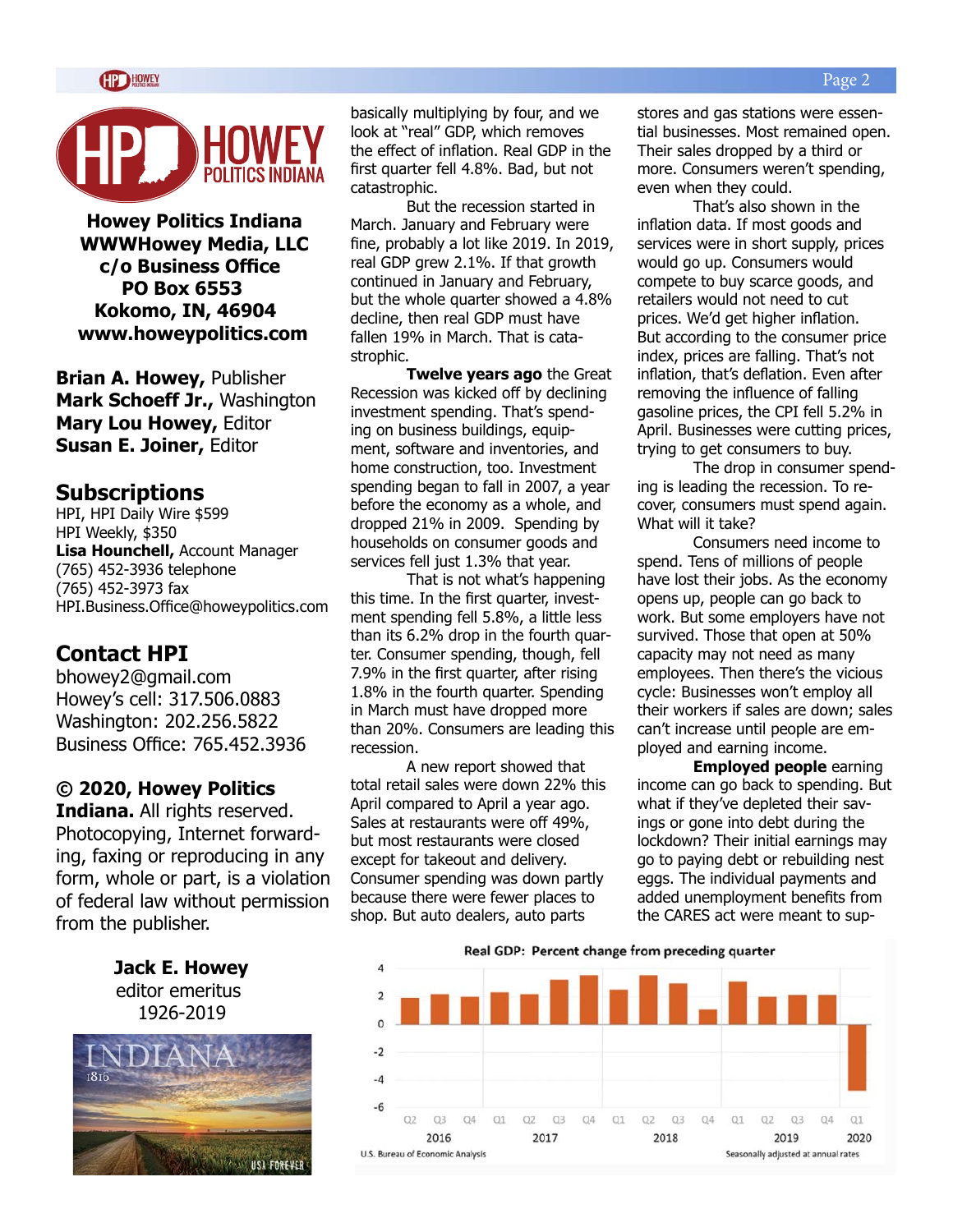# Howey Politics Indiana

**Howey Politics Indiana**
**WWWHowey Media, LLC**
**c/o Business Office**
**PO Box 6553**
**Kokomo, IN, 46904**
**www.howeypolitics.com**

**Brian A. Howey,** Publisher
**Mark Schoeff Jr.,** Washington
**Mary Lou Howey,** Editor
**Susan E. Joiner,** Editor

## Subscriptions

HPI, HPI Daily Wire $599
HPI Weekly, $350
**Lisa Hounchell,** Account Manager
(765) 452-3936 telephone
(765) 452-3973 fax
HPI.Business.Office@howeypolitics.com

## Contact HPI

bhowey2@gmail.com
Howey's cell: 317.506.0883
Washington: 202.256.5822
Business Office: 765.452.3936

**© 2020, Howey Politics Indiana.** All rights reserved. Photocopying, Internet forwarding, faxing or reproducing in any form, whole or part, is a violation of federal law without permission from the publisher.

**Jack E. Howey**
editor emeritus
1926-2019

basically multiplying by four, and we look at "real" GDP, which removes the effect of inflation. Real GDP in the first quarter fell 4.8%. Bad, but not catastrophic.

But the recession started in March. January and February were fine, probably a lot like 2019. In 2019, real GDP grew 2.1%. If that growth continued in January and February, but the whole quarter showed a 4.8% decline, then real GDP must have fallen 19% in March. That is catastrophic.

**Twelve years ago** the Great Recession was kicked off by declining investment spending. That's spending on business buildings, equipment, software and inventories, and home construction, too. Investment spending began to fall in 2007, a year before the economy as a whole, and dropped 21% in 2009. Spending by households on consumer goods and services fell just 1.3% that year.

That is not what's happening this time. In the first quarter, investment spending fell 5.8%, a little less than its 6.2% drop in the fourth quarter. Consumer spending, though, fell 7.9% in the first quarter, after rising 1.8% in the fourth quarter. Spending in March must have dropped more than 20%. Consumers are leading this recession.

A new report showed that total retail sales were down 22% this April compared to April a year ago. Sales at restaurants were off 49%, but most restaurants were closed except for takeout and delivery. Consumer spending was down partly because there were fewer places to shop. But auto dealers, auto parts stores and gas stations were essential businesses. Most remained open. Their sales dropped by a third or more. Consumers weren't spending, even when they could.

That's also shown in the inflation data. If most goods and services were in short supply, prices would go up. Consumers would compete to buy scarce goods, and retailers would not need to cut prices. We'd get higher inflation. But according to the consumer price index, prices are falling. That's not inflation, that's deflation. Even after removing the influence of falling gasoline prices, the CPI fell 5.2% in April. Businesses were cutting prices, trying to get consumers to buy.

The drop in consumer spending is leading the recession. To recover, consumers must spend again. What will it take?

Consumers need income to spend. Tens of millions of people have lost their jobs. As the economy opens up, people can go back to work. But some employers have not survived. Those that open at 50% capacity may not need as many employees. Then there's the vicious cycle: Businesses won't employ all their workers if sales are down; sales can't increase until people are employed and earning income.

**Employed people** earning income can go back to spending. But what if they've depleted their savings or gone into debt during the lockdown? Their initial earnings may go to paying debt or rebuilding nest eggs. The individual payments and added unemployment benefits from the CARES act were meant to sup-

**Real GDP: Percent change from preceding quarter**

| Quarter | 2016 Q2 | Q3 | Q4 | 2017 Q1 | Q2 | Q3 | Q4 | 2018 Q1 | Q2 | Q3 | Q4 | 2019 Q1 | Q2 | Q3 | Q4 | 2020 Q1 |
|---|---|---|---|---|---|---|---|---|---|---|---|---|---|---|---|---|
| Approx. % change | 1.9 | 2.2 | 2.0 | 2.3 | 2.2 | 3.2 | 3.5 | 2.5 | 3.5 | 2.9 | 1.1 | 3.1 | 2.0 | 2.1 | 2.1 | -4.8 |

U.S. Bureau of Economic Analysis — Seasonally adjusted at annual rates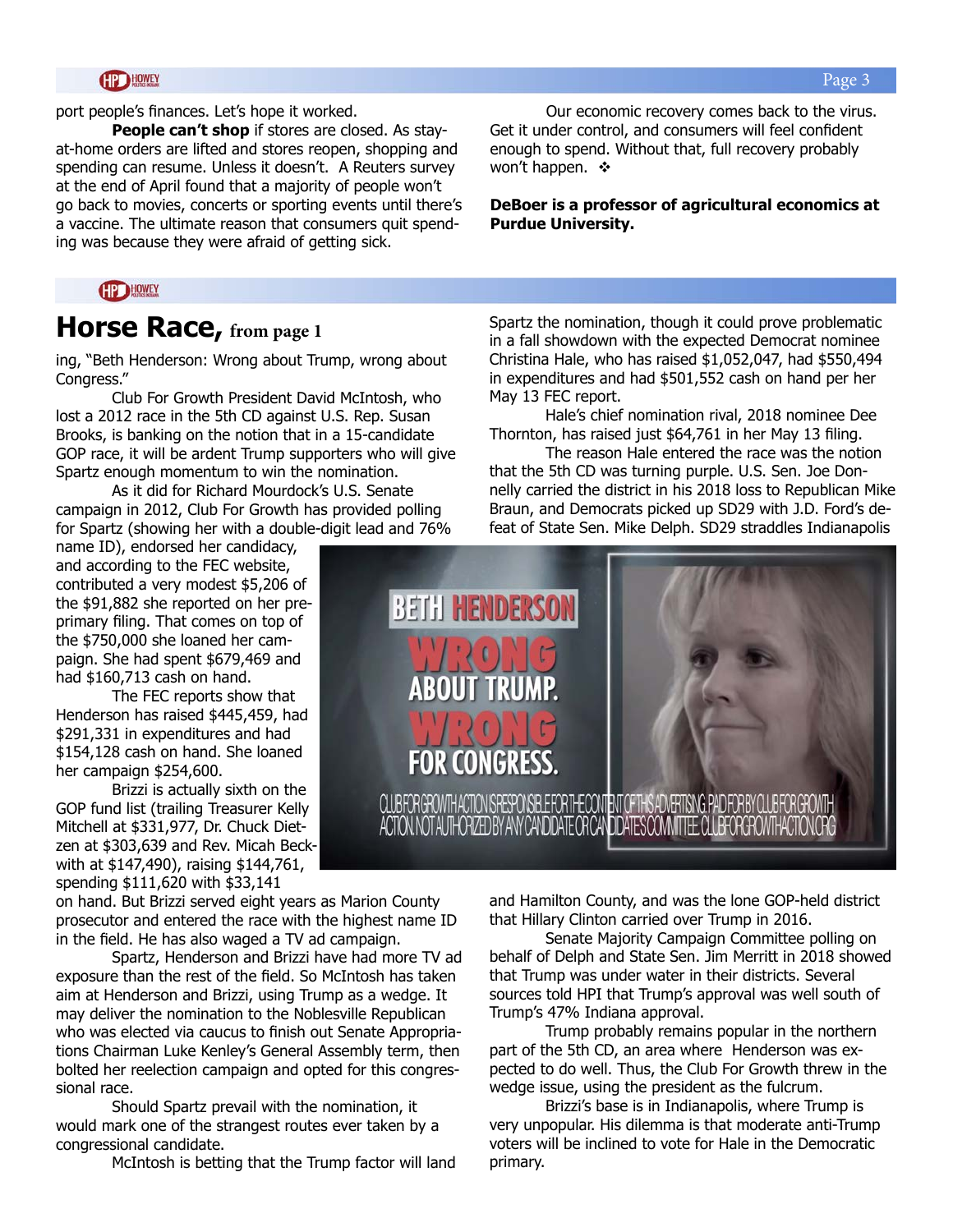port people's finances. Let's hope it worked.

**People can't shop** if stores are closed. As stay-at-home orders are lifted and stores reopen, shopping and spending can resume. Unless it doesn't. A Reuters survey at the end of April found that a majority of people won't go back to movies, concerts or sporting events until there's a vaccine. The ultimate reason that consumers quit spending was because they were afraid of getting sick.

Our economic recovery comes back to the virus. Get it under control, and consumers will feel confident enough to spend. Without that, full recovery probably won't happen. ❖

**DeBoer is a professor of agricultural economics at Purdue University.**

## Horse Race, from page 1

ing, "Beth Henderson: Wrong about Trump, wrong about Congress."

Club For Growth President David McIntosh, who lost a 2012 race in the 5th CD against U.S. Rep. Susan Brooks, is banking on the notion that in a 15-candidate GOP race, it will be ardent Trump supporters who will give Spartz enough momentum to win the nomination.

As it did for Richard Mourdock's U.S. Senate campaign in 2012, Club For Growth has provided polling for Spartz (showing her with a double-digit lead and 76% name ID), endorsed her candidacy, and according to the FEC website, contributed a very modest $5,206 of the $91,882 she reported on her pre-primary filing. That comes on top of the $750,000 she loaned her campaign. She had spent $679,469 and had $160,713 cash on hand.

The FEC reports show that Henderson has raised $445,459, had $291,331 in expenditures and had $154,128 cash on hand. She loaned her campaign $254,600.

Brizzi is actually sixth on the GOP fund list (trailing Treasurer Kelly Mitchell at $331,977, Dr. Chuck Dietzen at $303,639 and Rev. Micah Beckwith at $147,490), raising $144,761, spending $111,620 with $33,141 on hand. But Brizzi served eight years as Marion County prosecutor and entered the race with the highest name ID in the field. He has also waged a TV ad campaign.

Spartz, Henderson and Brizzi have had more TV ad exposure than the rest of the field. So McIntosh has taken aim at Henderson and Brizzi, using Trump as a wedge. It may deliver the nomination to the Noblesville Republican who was elected via caucus to finish out Senate Appropriations Chairman Luke Kenley's General Assembly term, then bolted her reelection campaign and opted for this congressional race.

Should Spartz prevail with the nomination, it would mark one of the strangest routes ever taken by a congressional candidate.

McIntosh is betting that the Trump factor will land Spartz the nomination, though it could prove problematic in a fall showdown with the expected Democrat nominee Christina Hale, who has raised $1,052,047, had $550,494 in expenditures and had $501,552 cash on hand per her May 13 FEC report.

Hale's chief nomination rival, 2018 nominee Dee Thornton, has raised just $64,761 in her May 13 filing.

The reason Hale entered the race was the notion that the 5th CD was turning purple. U.S. Sen. Joe Donnelly carried the district in his 2018 loss to Republican Mike Braun, and Democrats picked up SD29 with J.D. Ford's defeat of State Sen. Mike Delph. SD29 straddles Indianapolis and Hamilton County, and was the lone GOP-held district that Hillary Clinton carried over Trump in 2016.

Senate Majority Campaign Committee polling on behalf of Delph and State Sen. Jim Merritt in 2018 showed that Trump was under water in their districts. Several sources told HPI that Trump's approval was well south of Trump's 47% Indiana approval.

Trump probably remains popular in the northern part of the 5th CD, an area where Henderson was expected to do well. Thus, the Club For Growth threw in the wedge issue, using the president as the fulcrum.

Brizzi's base is in Indianapolis, where Trump is very unpopular. His dilemma is that moderate anti-Trump voters will be inclined to vote for Hale in the Democratic primary.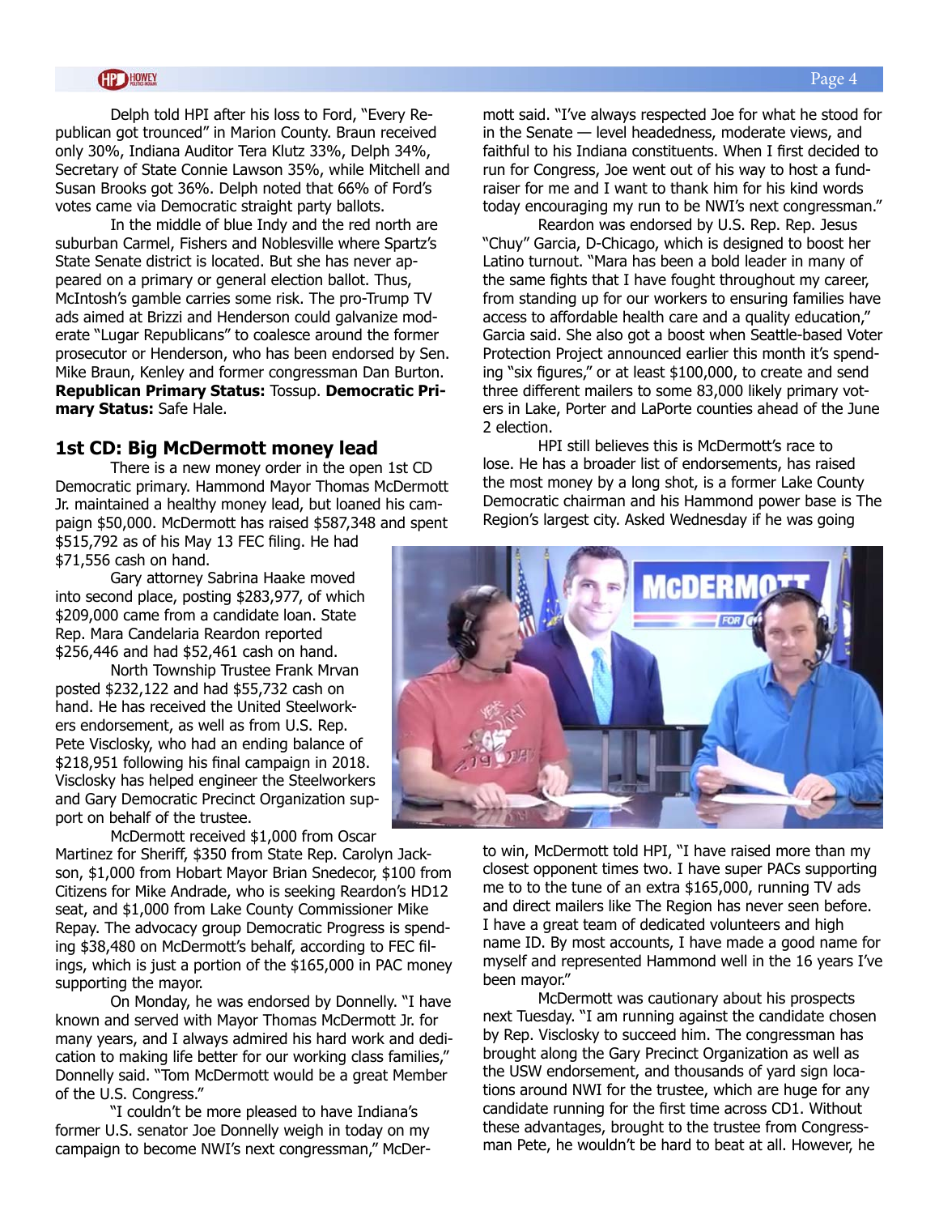Delph told HPI after his loss to Ford, "Every Republican got trounced" in Marion County. Braun received only 30%, Indiana Auditor Tera Klutz 33%, Delph 34%, Secretary of State Connie Lawson 35%, while Mitchell and Susan Brooks got 36%. Delph noted that 66% of Ford's votes came via Democratic straight party ballots.

In the middle of blue Indy and the red north are suburban Carmel, Fishers and Noblesville where Spartz's State Senate district is located. But she has never appeared on a primary or general election ballot. Thus, McIntosh's gamble carries some risk. The pro-Trump TV ads aimed at Brizzi and Henderson could galvanize moderate "Lugar Republicans" to coalesce around the former prosecutor or Henderson, who has been endorsed by Sen. Mike Braun, Kenley and former congressman Dan Burton. **Republican Primary Status:** Tossup. **Democratic Primary Status:** Safe Hale.

## 1st CD: Big McDermott money lead

There is a new money order in the open 1st CD Democratic primary. Hammond Mayor Thomas McDermott Jr. maintained a healthy money lead, but loaned his campaign $50,000. McDermott has raised $587,348 and spent $515,792 as of his May 13 FEC filing. He had $71,556 cash on hand.

Gary attorney Sabrina Haake moved into second place, posting $283,977, of which $209,000 came from a candidate loan. State Rep. Mara Candelaria Reardon reported $256,446 and had $52,461 cash on hand.

North Township Trustee Frank Mrvan posted $232,122 and had $55,732 cash on hand. He has received the United Steelworkers endorsement, as well as from U.S. Rep. Pete Visclosky, who had an ending balance of $218,951 following his final campaign in 2018. Visclosky has helped engineer the Steelworkers and Gary Democratic Precinct Organization support on behalf of the trustee.

McDermott received $1,000 from Oscar Martinez for Sheriff, $350 from State Rep. Carolyn Jackson, $1,000 from Hobart Mayor Brian Snedecor, $100 from Citizens for Mike Andrade, who is seeking Reardon's HD12 seat, and $1,000 from Lake County Commissioner Mike Repay. The advocacy group Democratic Progress is spending $38,480 on McDermott's behalf, according to FEC filings, which is just a portion of the $165,000 in PAC money supporting the mayor.

On Monday, he was endorsed by Donnelly. "I have known and served with Mayor Thomas McDermott Jr. for many years, and I always admired his hard work and dedication to making life better for our working class families," Donnelly said. "Tom McDermott would be a great Member of the U.S. Congress."

"I couldn't be more pleased to have Indiana's former U.S. senator Joe Donnelly weigh in today on my campaign to become NWI's next congressman," McDermott said. "I've always respected Joe for what he stood for in the Senate — level headedness, moderate views, and faithful to his Indiana constituents. When I first decided to run for Congress, Joe went out of his way to host a fundraiser for me and I want to thank him for his kind words today encouraging my run to be NWI's next congressman."

Reardon was endorsed by U.S. Rep. Rep. Jesus "Chuy" Garcia, D-Chicago, which is designed to boost her Latino turnout. "Mara has been a bold leader in many of the same fights that I have fought throughout my career, from standing up for our workers to ensuring families have access to affordable health care and a quality education," Garcia said. She also got a boost when Seattle-based Voter Protection Project announced earlier this month it's spending "six figures," or at least $100,000, to create and send three different mailers to some 83,000 likely primary voters in Lake, Porter and LaPorte counties ahead of the June 2 election.

HPI still believes this is McDermott's race to lose. He has a broader list of endorsements, has raised the most money by a long shot, is a former Lake County Democratic chairman and his Hammond power base is The Region's largest city. Asked Wednesday if he was going to win, McDermott told HPI, "I have raised more than my closest opponent times two. I have super PACs supporting me to to the tune of an extra $165,000, running TV ads and direct mailers like The Region has never seen before. I have a great team of dedicated volunteers and high name ID. By most accounts, I have made a good name for myself and represented Hammond well in the 16 years I've been mayor."

McDermott was cautionary about his prospects next Tuesday. "I am running against the candidate chosen by Rep. Visclosky to succeed him. The congressman has brought along the Gary Precinct Organization as well as the USW endorsement, and thousands of yard sign locations around NWI for the trustee, which are huge for any candidate running for the first time across CD1. Without these advantages, brought to the trustee from Congressman Pete, he wouldn't be hard to beat at all. However, he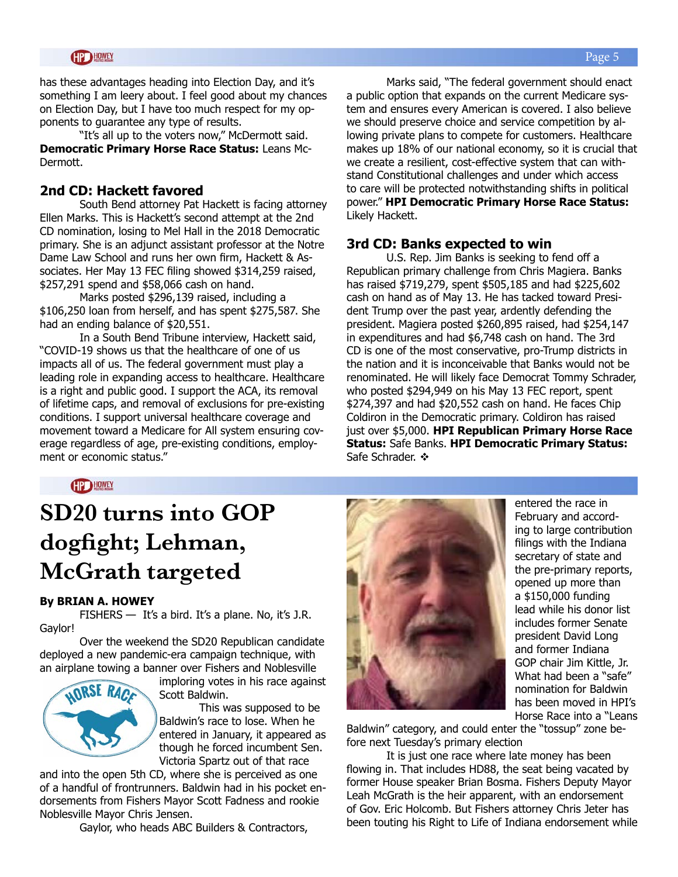has these advantages heading into Election Day, and it's something I am leery about. I feel good about my chances on Election Day, but I have too much respect for my opponents to guarantee any type of results.

"It's all up to the voters now," McDermott said. **Democratic Primary Horse Race Status:** Leans McDermott.

## 2nd CD: Hackett favored

South Bend attorney Pat Hackett is facing attorney Ellen Marks. This is Hackett's second attempt at the 2nd CD nomination, losing to Mel Hall in the 2018 Democratic primary. She is an adjunct assistant professor at the Notre Dame Law School and runs her own firm, Hackett & Associates. Her May 13 FEC filing showed $314,259 raised, $257,291 spend and $58,066 cash on hand.

Marks posted $296,139 raised, including a $106,250 loan from herself, and has spent $275,587. She had an ending balance of $20,551.

In a South Bend Tribune interview, Hackett said, "COVID-19 shows us that the healthcare of one of us impacts all of us. The federal government must play a leading role in expanding access to healthcare. Healthcare is a right and public good. I support the ACA, its removal of lifetime caps, and removal of exclusions for pre-existing conditions. I support universal healthcare coverage and movement toward a Medicare for All system ensuring coverage regardless of age, pre-existing conditions, employment or economic status."

Marks said, "The federal government should enact a public option that expands on the current Medicare system and ensures every American is covered. I also believe we should preserve choice and service competition by allowing private plans to compete for customers. Healthcare makes up 18% of our national economy, so it is crucial that we create a resilient, cost-effective system that can withstand Constitutional challenges and under which access to care will be protected notwithstanding shifts in political power." **HPI Democratic Primary Horse Race Status:** Likely Hackett.

## 3rd CD: Banks expected to win

U.S. Rep. Jim Banks is seeking to fend off a Republican primary challenge from Chris Magiera. Banks has raised $719,279, spent $505,185 and had $225,602 cash on hand as of May 13. He has tacked toward President Trump over the past year, ardently defending the president. Magiera posted $260,895 raised, had $254,147 in expenditures and had $6,748 cash on hand. The 3rd CD is one of the most conservative, pro-Trump districts in the nation and it is inconceivable that Banks would not be renominated. He will likely face Democrat Tommy Schrader, who posted $294,949 on his May 13 FEC report, spent $274,397 and had $20,552 cash on hand. He faces Chip Coldiron in the Democratic primary. Coldiron has raised just over $5,000. **HPI Republican Primary Horse Race Status:** Safe Banks. **HPI Democratic Primary Status:** Safe Schrader. ❖

# SD20 turns into GOP dogfight; Lehman, McGrath targeted

**By BRIAN A. HOWEY**

FISHERS — It's a bird. It's a plane. No, it's J.R. Gaylor!

Over the weekend the SD20 Republican candidate deployed a new pandemic-era campaign technique, with an airplane towing a banner over Fishers and Noblesville imploring votes in his race against Scott Baldwin.

This was supposed to be Baldwin's race to lose. When he entered in January, it appeared as though he forced incumbent Sen. Victoria Spartz out of that race and into the open 5th CD, where she is perceived as one of a handful of frontrunners. Baldwin had in his pocket endorsements from Fishers Mayor Scott Fadness and rookie Noblesville Mayor Chris Jensen.

Gaylor, who heads ABC Builders & Contractors, entered the race in February and according to large contribution filings with the Indiana secretary of state and the pre-primary reports, opened up more than a $150,000 funding lead while his donor list includes former Senate president David Long and former Indiana GOP chair Jim Kittle, Jr. What had been a "safe" nomination for Baldwin has been moved in HPI's Horse Race into a "Leans Baldwin" category, and could enter the "tossup" zone before next Tuesday's primary election

It is just one race where late money has been flowing in. That includes HD88, the seat being vacated by former House speaker Brian Bosma. Fishers Deputy Mayor Leah McGrath is the heir apparent, with an endorsement of Gov. Eric Holcomb. But Fishers attorney Chris Jeter has been touting his Right to Life of Indiana endorsement while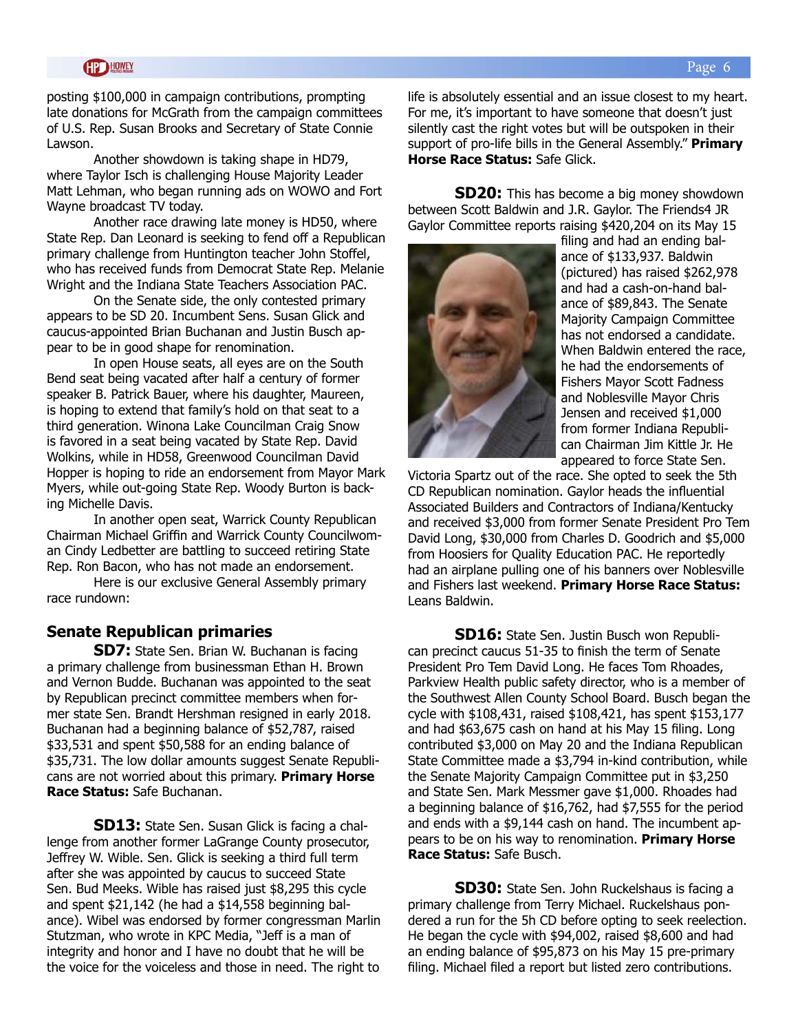posting $100,000 in campaign contributions, prompting late donations for McGrath from the campaign committees of U.S. Rep. Susan Brooks and Secretary of State Connie Lawson.

Another showdown is taking shape in HD79, where Taylor Isch is challenging House Majority Leader Matt Lehman, who began running ads on WOWO and Fort Wayne broadcast TV today.

Another race drawing late money is HD50, where State Rep. Dan Leonard is seeking to fend off a Republican primary challenge from Huntington teacher John Stoffel, who has received funds from Democrat State Rep. Melanie Wright and the Indiana State Teachers Association PAC.

On the Senate side, the only contested primary appears to be SD 20. Incumbent Sens. Susan Glick and caucus-appointed Brian Buchanan and Justin Busch appear to be in good shape for renomination.

In open House seats, all eyes are on the South Bend seat being vacated after half a century of former speaker B. Patrick Bauer, where his daughter, Maureen, is hoping to extend that family's hold on that seat to a third generation. Winona Lake Councilman Craig Snow is favored in a seat being vacated by State Rep. David Wolkins, while in HD58, Greenwood Councilman David Hopper is hoping to ride an endorsement from Mayor Mark Myers, while out-going State Rep. Woody Burton is backing Michelle Davis.

In another open seat, Warrick County Republican Chairman Michael Griffin and Warrick County Councilwoman Cindy Ledbetter are battling to succeed retiring State Rep. Ron Bacon, who has not made an endorsement.

Here is our exclusive General Assembly primary race rundown:

## Senate Republican primaries

**SD7:** State Sen. Brian W. Buchanan is facing a primary challenge from businessman Ethan H. Brown and Vernon Budde. Buchanan was appointed to the seat by Republican precinct committee members when former state Sen. Brandt Hershman resigned in early 2018. Buchanan had a beginning balance of $52,787, raised $33,531 and spent $50,588 for an ending balance of $35,731. The low dollar amounts suggest Senate Republicans are not worried about this primary. **Primary Horse Race Status:** Safe Buchanan.

**SD13:** State Sen. Susan Glick is facing a challenge from another former LaGrange County prosecutor, Jeffrey W. Wible. Sen. Glick is seeking a third full term after she was appointed by caucus to succeed State Sen. Bud Meeks. Wible has raised just $8,295 this cycle and spent $21,142 (he had a $14,558 beginning balance). Wibel was endorsed by former congressman Marlin Stutzman, who wrote in KPC Media, "Jeff is a man of integrity and honor and I have no doubt that he will be the voice for the voiceless and those in need. The right to life is absolutely essential and an issue closest to my heart. For me, it's important to have someone that doesn't just silently cast the right votes but will be outspoken in their support of pro-life bills in the General Assembly." **Primary Horse Race Status:** Safe Glick.

**SD20:** This has become a big money showdown between Scott Baldwin and J.R. Gaylor. The Friends4 JR Gaylor Committee reports raising $420,204 on its May 15 filing and had an ending balance of $133,937. Baldwin (pictured) has raised $262,978 and had a cash-on-hand balance of $89,843. The Senate Majority Campaign Committee has not endorsed a candidate. When Baldwin entered the race, he had the endorsements of Fishers Mayor Scott Fadness and Noblesville Mayor Chris Jensen and received $1,000 from former Indiana Republican Chairman Jim Kittle Jr. He appeared to force State Sen. Victoria Spartz out of the race. She opted to seek the 5th CD Republican nomination. Gaylor heads the influential Associated Builders and Contractors of Indiana/Kentucky and received $3,000 from former Senate President Pro Tem David Long, $30,000 from Charles D. Goodrich and $5,000 from Hoosiers for Quality Education PAC. He reportedly had an airplane pulling one of his banners over Noblesville and Fishers last weekend. **Primary Horse Race Status:** Leans Baldwin.

**SD16:** State Sen. Justin Busch won Republican precinct caucus 51-35 to finish the term of Senate President Pro Tem David Long. He faces Tom Rhoades, Parkview Health public safety director, who is a member of the Southwest Allen County School Board. Busch began the cycle with $108,431, raised $108,421, has spent $153,177 and had $63,675 cash on hand at his May 15 filing. Long contributed $3,000 on May 20 and the Indiana Republican State Committee made a $3,794 in-kind contribution, while the Senate Majority Campaign Committee put in $3,250 and State Sen. Mark Messmer gave $1,000. Rhoades had a beginning balance of $16,762, had $7,555 for the period and ends with a $9,144 cash on hand. The incumbent appears to be on his way to renomination. **Primary Horse Race Status:** Safe Busch.

**SD30:** State Sen. John Ruckelshaus is facing a primary challenge from Terry Michael. Ruckelshaus pondered a run for the 5h CD before opting to seek reelection. He began the cycle with $94,002, raised $8,600 and had an ending balance of $95,873 on his May 15 pre-primary filing. Michael filed a report but listed zero contributions.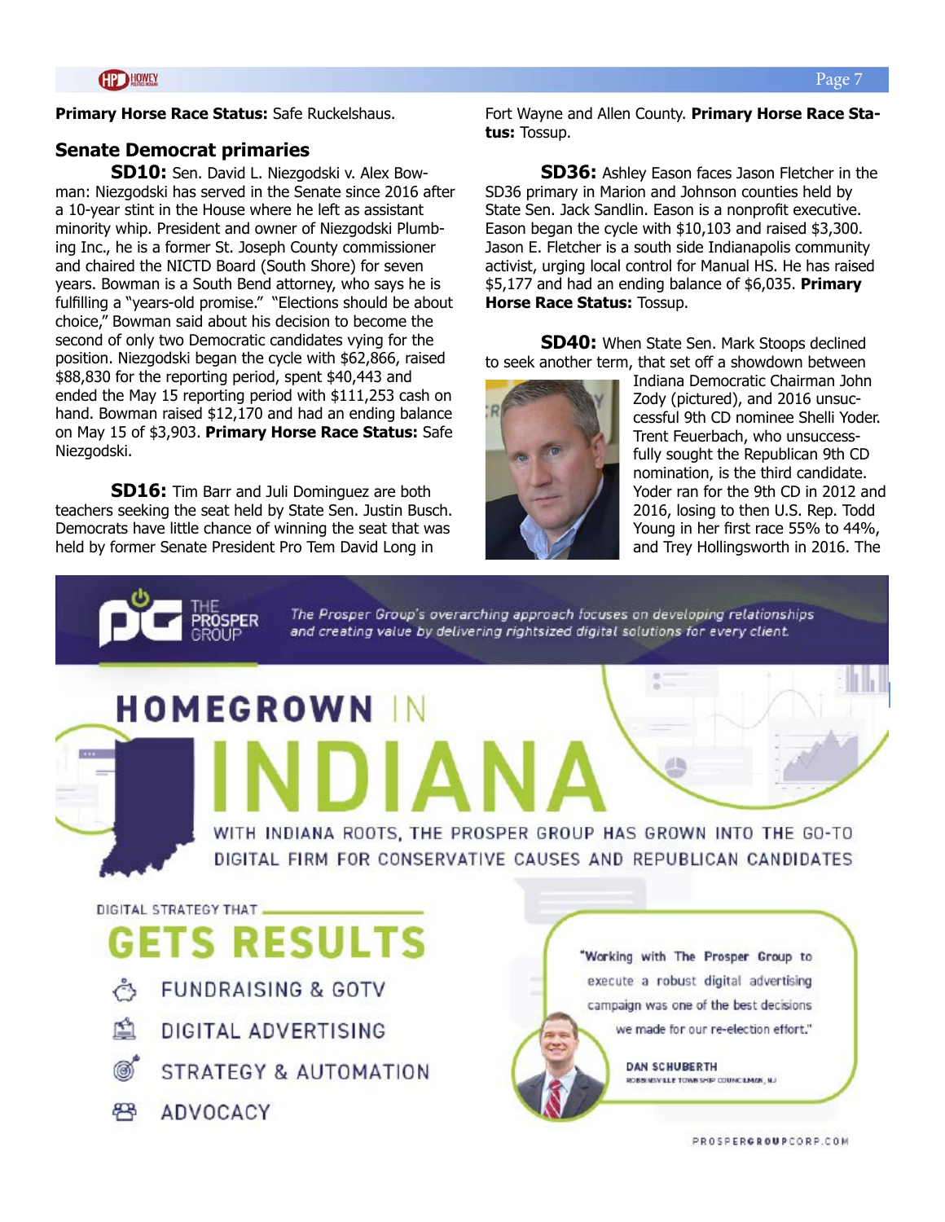**Primary Horse Race Status:** Safe Ruckelshaus.

## Senate Democrat primaries

**SD10:** Sen. David L. Niezgodski v. Alex Bowman: Niezgodski has served in the Senate since 2016 after a 10-year stint in the House where he left as assistant minority whip. President and owner of Niezgodski Plumbing Inc., he is a former St. Joseph County commissioner and chaired the NICTD Board (South Shore) for seven years. Bowman is a South Bend attorney, who says he is fulfilling a "years-old promise." "Elections should be about choice," Bowman said about his decision to become the second of only two Democratic candidates vying for the position. Niezgodski began the cycle with $62,866, raised $88,830 for the reporting period, spent $40,443 and ended the May 15 reporting period with $111,253 cash on hand. Bowman raised $12,170 and had an ending balance on May 15 of $3,903. **Primary Horse Race Status:** Safe Niezgodski.

**SD16:** Tim Barr and Juli Dominguez are both teachers seeking the seat held by State Sen. Justin Busch. Democrats have little chance of winning the seat that was held by former Senate President Pro Tem David Long in Fort Wayne and Allen County. **Primary Horse Race Status:** Tossup.

**SD36:** Ashley Eason faces Jason Fletcher in the SD36 primary in Marion and Johnson counties held by State Sen. Jack Sandlin. Eason is a nonprofit executive. Eason began the cycle with $10,103 and raised $3,300. Jason E. Fletcher is a south side Indianapolis community activist, urging local control for Manual HS. He has raised $5,177 and had an ending balance of $6,035. **Primary Horse Race Status:** Tossup.

**SD40:** When State Sen. Mark Stoops declined to seek another term, that set off a showdown between Indiana Democratic Chairman John Zody (pictured), and 2016 unsuccessful 9th CD nominee Shelli Yoder. Trent Feuerbach, who unsuccessfully sought the Republican 9th CD nomination, is the third candidate. Yoder ran for the 9th CD in 2012 and 2016, losing to then U.S. Rep. Todd Young in her first race 55% to 44%, and Trey Hollingsworth in 2016. The

---

THE PROSPER GROUP

*The Prosper Group's overarching approach focuses on developing relationships and creating value by delivering rightsized digital solutions for every client.*

HOMEGROWN IN INDIANA

WITH INDIANA ROOTS, THE PROSPER GROUP HAS GROWN INTO THE GO-TO DIGITAL FIRM FOR CONSERVATIVE CAUSES AND REPUBLICAN CANDIDATES

DIGITAL STRATEGY THAT GETS RESULTS

- FUNDRAISING & GOTV
- DIGITAL ADVERTISING
- STRATEGY & AUTOMATION
- ADVOCACY

"Working with The Prosper Group to execute a robust digital advertising campaign was one of the best decisions we made for our re-election effort."

DAN SCHUBERTH
ROBBINSVILLE TOWNSHIP COUNCILMAN, NJ

PROSPERGROUPCORP.COM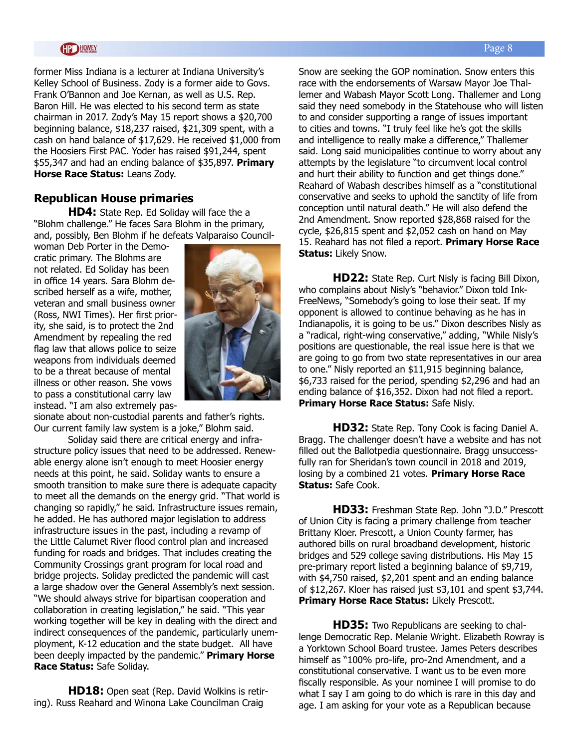former Miss Indiana is a lecturer at Indiana University's Kelley School of Business. Zody is a former aide to Govs. Frank O'Bannon and Joe Kernan, as well as U.S. Rep. Baron Hill. He was elected to his second term as state chairman in 2017. Zody's May 15 report shows a $20,700 beginning balance, $18,237 raised, $21,309 spent, with a cash on hand balance of $17,629. He received $1,000 from the Hoosiers First PAC. Yoder has raised $91,244, spent $55,347 and had an ending balance of $35,897. **Primary Horse Race Status:** Leans Zody.

## Republican House primaries

**HD4:** State Rep. Ed Soliday will face the a "Blohm challenge." He faces Sara Blohm in the primary, and, possibly, Ben Blohm if he defeats Valparaiso Councilwoman Deb Porter in the Democratic primary. The Blohms are not related. Ed Soliday has been in office 14 years. Sara Blohm described herself as a wife, mother, veteran and small business owner (Ross, NWI Times). Her first priority, she said, is to protect the 2nd Amendment by repealing the red flag law that allows police to seize weapons from individuals deemed to be a threat because of mental illness or other reason. She vows to pass a constitutional carry law instead. "I am also extremely passionate about non-custodial parents and father's rights. Our current family law system is a joke," Blohm said.

Soliday said there are critical energy and infrastructure policy issues that need to be addressed. Renewable energy alone isn't enough to meet Hoosier energy needs at this point, he said. Soliday wants to ensure a smooth transition to make sure there is adequate capacity to meet all the demands on the energy grid. "That world is changing so rapidly," he said. Infrastructure issues remain, he added. He has authored major legislation to address infrastructure issues in the past, including a revamp of the Little Calumet River flood control plan and increased funding for roads and bridges. That includes creating the Community Crossings grant program for local road and bridge projects. Soliday predicted the pandemic will cast a large shadow over the General Assembly's next session. "We should always strive for bipartisan cooperation and collaboration in creating legislation," he said. "This year working together will be key in dealing with the direct and indirect consequences of the pandemic, particularly unemployment, K-12 education and the state budget. All have been deeply impacted by the pandemic." **Primary Horse Race Status:** Safe Soliday.

**HD18:** Open seat (Rep. David Wolkins is retiring). Russ Reahard and Winona Lake Councilman Craig Snow are seeking the GOP nomination. Snow enters this race with the endorsements of Warsaw Mayor Joe Thallemer and Wabash Mayor Scott Long. Thallemer and Long said they need somebody in the Statehouse who will listen to and consider supporting a range of issues important to cities and towns. "I truly feel like he's got the skills and intelligence to really make a difference," Thallemer said. Long said municipalities continue to worry about any attempts by the legislature "to circumvent local control and hurt their ability to function and get things done." Reahard of Wabash describes himself as a "constitutional conservative and seeks to uphold the sanctity of life from conception until natural death." He will also defend the 2nd Amendment. Snow reported $28,868 raised for the cycle, $26,815 spent and $2,052 cash on hand on May 15. Reahard has not filed a report. **Primary Horse Race Status:** Likely Snow.

**HD22:** State Rep. Curt Nisly is facing Bill Dixon, who complains about Nisly's "behavior." Dixon told Ink-FreeNews, "Somebody's going to lose their seat. If my opponent is allowed to continue behaving as he has in Indianapolis, it is going to be us." Dixon describes Nisly as a "radical, right-wing conservative," adding, "While Nisly's positions are questionable, the real issue here is that we are going to go from two state representatives in our area to one." Nisly reported an $11,915 beginning balance, $6,733 raised for the period, spending $2,296 and had an ending balance of $16,352. Dixon had not filed a report. **Primary Horse Race Status:** Safe Nisly.

**HD32:** State Rep. Tony Cook is facing Daniel A. Bragg. The challenger doesn't have a website and has not filled out the Ballotpedia questionnaire. Bragg unsuccessfully ran for Sheridan's town council in 2018 and 2019, losing by a combined 21 votes. **Primary Horse Race Status:** Safe Cook.

**HD33:** Freshman State Rep. John "J.D." Prescott of Union City is facing a primary challenge from teacher Brittany Kloer. Prescott, a Union County farmer, has authored bills on rural broadband development, historic bridges and 529 college saving distributions. His May 15 pre-primary report listed a beginning balance of $9,719, with $4,750 raised, $2,201 spent and an ending balance of $12,267. Kloer has raised just $3,101 and spent $3,744. **Primary Horse Race Status:** Likely Prescott.

**HD35:** Two Republicans are seeking to challenge Democratic Rep. Melanie Wright. Elizabeth Rowray is a Yorktown School Board trustee. James Peters describes himself as "100% pro-life, pro-2nd Amendment, and a constitutional conservative. I want us to be even more fiscally responsible. As your nominee I will promise to do what I say I am going to do which is rare in this day and age. I am asking for your vote as a Republican because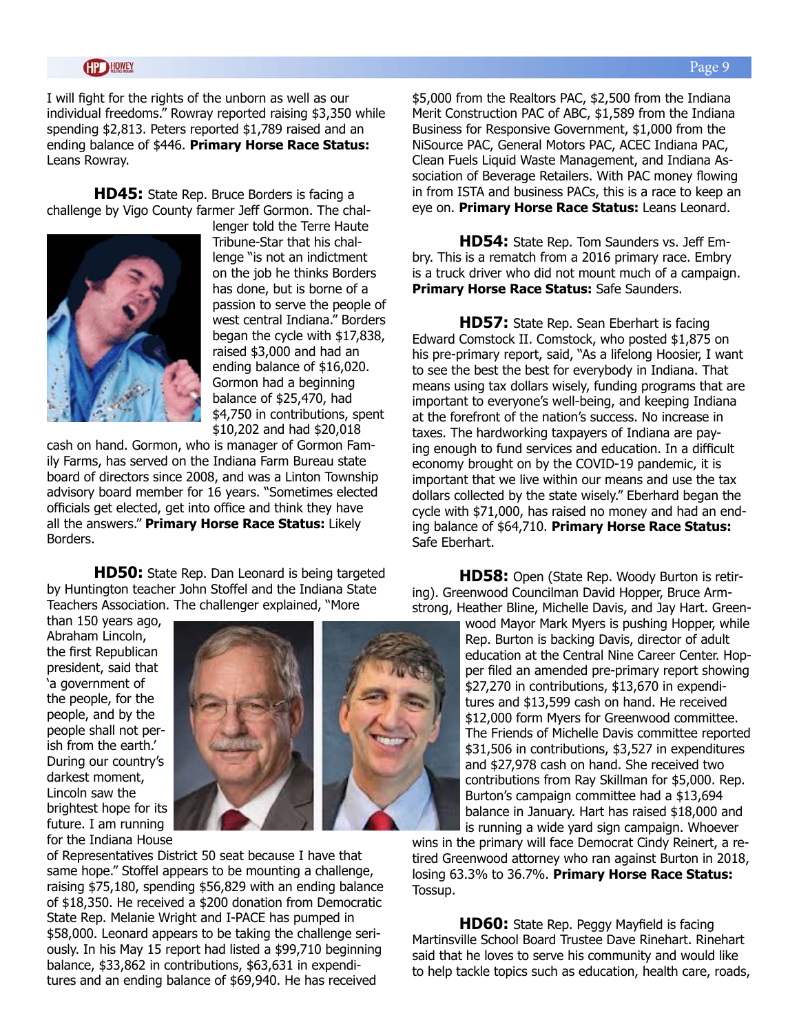I will fight for the rights of the unborn as well as our individual freedoms." Rowray reported raising $3,350 while spending $2,813. Peters reported $1,789 raised and an ending balance of $446. **Primary Horse Race Status:** Leans Rowray.

**HD45:** State Rep. Bruce Borders is facing a challenge by Vigo County farmer Jeff Gormon. The challenger told the Terre Haute Tribune-Star that his challenge "is not an indictment on the job he thinks Borders has done, but is borne of a passion to serve the people of west central Indiana." Borders began the cycle with $17,838, raised $3,000 and had an ending balance of $16,020. Gormon had a beginning balance of $25,470, had $4,750 in contributions, spent $10,202 and had $20,018 cash on hand. Gormon, who is manager of Gormon Family Farms, has served on the Indiana Farm Bureau state board of directors since 2008, and was a Linton Township advisory board member for 16 years. "Sometimes elected officials get elected, get into office and think they have all the answers." **Primary Horse Race Status:** Likely Borders.

**HD50:** State Rep. Dan Leonard is being targeted by Huntington teacher John Stoffel and the Indiana State Teachers Association. The challenger explained, "More than 150 years ago, Abraham Lincoln, the first Republican president, said that 'a government of the people, for the people, and by the people shall not perish from the earth.' During our country's darkest moment, Lincoln saw the brightest hope for its future. I am running for the Indiana House of Representatives District 50 seat because I have that same hope." Stoffel appears to be mounting a challenge, raising $75,180, spending $56,829 with an ending balance of $18,350. He received a $200 donation from Democratic State Rep. Melanie Wright and I-PACE has pumped in $58,000. Leonard appears to be taking the challenge seriously. In his May 15 report had listed a $99,710 beginning balance, $33,862 in contributions, $63,631 in expenditures and an ending balance of $69,940. He has received $5,000 from the Realtors PAC, $2,500 from the Indiana Merit Construction PAC of ABC, $1,589 from the Indiana Business for Responsive Government, $1,000 from the NiSource PAC, General Motors PAC, ACEC Indiana PAC, Clean Fuels Liquid Waste Management, and Indiana Association of Beverage Retailers. With PAC money flowing in from ISTA and business PACs, this is a race to keep an eye on. **Primary Horse Race Status:** Leans Leonard.

**HD54:** State Rep. Tom Saunders vs. Jeff Embry. This is a rematch from a 2016 primary race. Embry is a truck driver who did not mount much of a campaign. **Primary Horse Race Status:** Safe Saunders.

**HD57:** State Rep. Sean Eberhart is facing Edward Comstock II. Comstock, who posted $1,875 on his pre-primary report, said, "As a lifelong Hoosier, I want to see the best the best for everybody in Indiana. That means using tax dollars wisely, funding programs that are important to everyone's well-being, and keeping Indiana at the forefront of the nation's success. No increase in taxes. The hardworking taxpayers of Indiana are paying enough to fund services and education. In a difficult economy brought on by the COVID-19 pandemic, it is important that we live within our means and use the tax dollars collected by the state wisely." Eberhard began the cycle with $71,000, has raised no money and had an ending balance of $64,710. **Primary Horse Race Status:** Safe Eberhart.

**HD58:** Open (State Rep. Woody Burton is retiring). Greenwood Councilman David Hopper, Bruce Armstrong, Heather Bline, Michelle Davis, and Jay Hart. Greenwood Mayor Mark Myers is pushing Hopper, while Rep. Burton is backing Davis, director of adult education at the Central Nine Career Center. Hopper filed an amended pre-primary report showing $27,270 in contributions, $13,670 in expenditures and $13,599 cash on hand. He received $12,000 form Myers for Greenwood committee. The Friends of Michelle Davis committee reported $31,506 in contributions, $3,527 in expenditures and $27,978 cash on hand. She received two contributions from Ray Skillman for $5,000. Rep. Burton's campaign committee had a $13,694 balance in January. Hart has raised $18,000 and is running a wide yard sign campaign. Whoever wins in the primary will face Democrat Cindy Reinert, a retired Greenwood attorney who ran against Burton in 2018, losing 63.3% to 36.7%. **Primary Horse Race Status:** Tossup.

**HD60:** State Rep. Peggy Mayfield is facing Martinsville School Board Trustee Dave Rinehart. Rinehart said that he loves to serve his community and would like to help tackle topics such as education, health care, roads,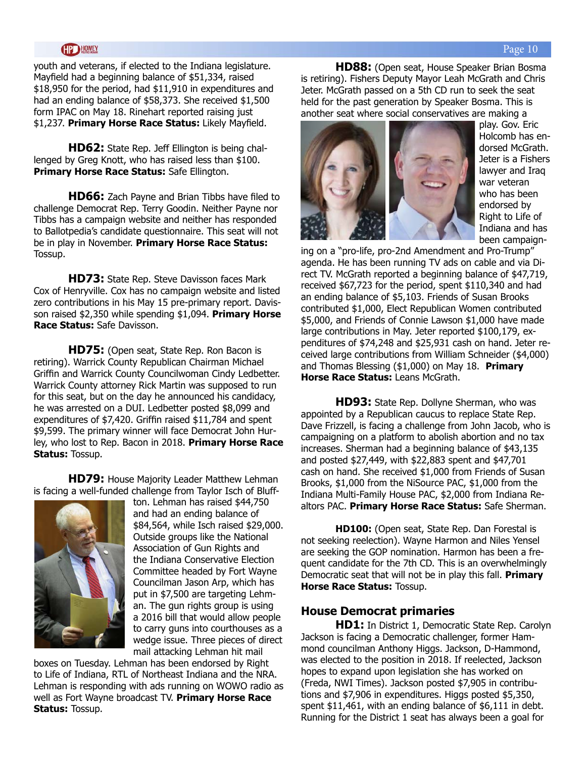youth and veterans, if elected to the Indiana legislature. Mayfield had a beginning balance of $51,334, raised $18,950 for the period, had $11,910 in expenditures and had an ending balance of $58,373. She received $1,500 form IPAC on May 18. Rinehart reported raising just $1,237. **Primary Horse Race Status:** Likely Mayfield.

**HD62:** State Rep. Jeff Ellington is being challenged by Greg Knott, who has raised less than $100. **Primary Horse Race Status:** Safe Ellington.

**HD66:** Zach Payne and Brian Tibbs have filed to challenge Democrat Rep. Terry Goodin. Neither Payne nor Tibbs has a campaign website and neither has responded to Ballotpedia's candidate questionnaire. This seat will not be in play in November. **Primary Horse Race Status:** Tossup.

**HD73:** State Rep. Steve Davisson faces Mark Cox of Henryville. Cox has no campaign website and listed zero contributions in his May 15 pre-primary report. Davisson raised $2,350 while spending $1,094. **Primary Horse Race Status:** Safe Davisson.

**HD75:** (Open seat, State Rep. Ron Bacon is retiring). Warrick County Republican Chairman Michael Griffin and Warrick County Councilwoman Cindy Ledbetter. Warrick County attorney Rick Martin was supposed to run for this seat, but on the day he announced his candidacy, he was arrested on a DUI. Ledbetter posted $8,099 and expenditures of $7,420. Griffin raised $11,784 and spent $9,599. The primary winner will face Democrat John Hurley, who lost to Rep. Bacon in 2018. **Primary Horse Race Status:** Tossup.

**HD79:** House Majority Leader Matthew Lehman is facing a well-funded challenge from Taylor Isch of Bluffton. Lehman has raised $44,750 and had an ending balance of $84,564, while Isch raised $29,000. Outside groups like the National Association of Gun Rights and the Indiana Conservative Election Committee headed by Fort Wayne Councilman Jason Arp, which has put in $7,500 are targeting Lehman. The gun rights group is using a 2016 bill that would allow people to carry guns into courthouses as a wedge issue. Three pieces of direct mail attacking Lehman hit mail boxes on Tuesday. Lehman has been endorsed by Right to Life of Indiana, RTL of Northeast Indiana and the NRA. Lehman is responding with ads running on WOWO radio as well as Fort Wayne broadcast TV. **Primary Horse Race Status:** Tossup.

**HD88:** (Open seat, House Speaker Brian Bosma is retiring). Fishers Deputy Mayor Leah McGrath and Chris Jeter. McGrath passed on a 5th CD run to seek the seat held for the past generation by Speaker Bosma. This is another seat where social conservatives are making a play. Gov. Eric Holcomb has endorsed McGrath. Jeter is a Fishers lawyer and Iraq war veteran who has been endorsed by Right to Life of Indiana and has been campaigning on a "pro-life, pro-2nd Amendment and Pro-Trump" agenda. He has been running TV ads on cable and via Direct TV. McGrath reported a beginning balance of $47,719, received $67,723 for the period, spent $110,340 and had an ending balance of $5,103. Friends of Susan Brooks contributed $1,000, Elect Republican Women contributed $5,000, and Friends of Connie Lawson $1,000 have made large contributions in May. Jeter reported $100,179, expenditures of $74,248 and $25,931 cash on hand. Jeter received large contributions from William Schneider ($4,000) and Thomas Blessing ($1,000) on May 18. **Primary Horse Race Status:** Leans McGrath.

**HD93:** State Rep. Dollyne Sherman, who was appointed by a Republican caucus to replace State Rep. Dave Frizzell, is facing a challenge from John Jacob, who is campaigning on a platform to abolish abortion and no tax increases. Sherman had a beginning balance of $43,135 and posted $27,449, with $22,883 spent and $47,701 cash on hand. She received $1,000 from Friends of Susan Brooks, $1,000 from the NiSource PAC, $1,000 from the Indiana Multi-Family House PAC, $2,000 from Indiana Realtors PAC. **Primary Horse Race Status:** Safe Sherman.

**HD100:** (Open seat, State Rep. Dan Forestal is not seeking reelection). Wayne Harmon and Niles Yensel are seeking the GOP nomination. Harmon has been a frequent candidate for the 7th CD. This is an overwhelmingly Democratic seat that will not be in play this fall. **Primary Horse Race Status:** Tossup.

### House Democrat primaries

**HD1:** In District 1, Democratic State Rep. Carolyn Jackson is facing a Democratic challenger, former Hammond councilman Anthony Higgs. Jackson, D-Hammond, was elected to the position in 2018. If reelected, Jackson hopes to expand upon legislation she has worked on (Freda, NWI Times). Jackson posted $7,905 in contributions and $7,906 in expenditures. Higgs posted $5,350, spent $11,461, with an ending balance of $6,111 in debt. Running for the District 1 seat has always been a goal for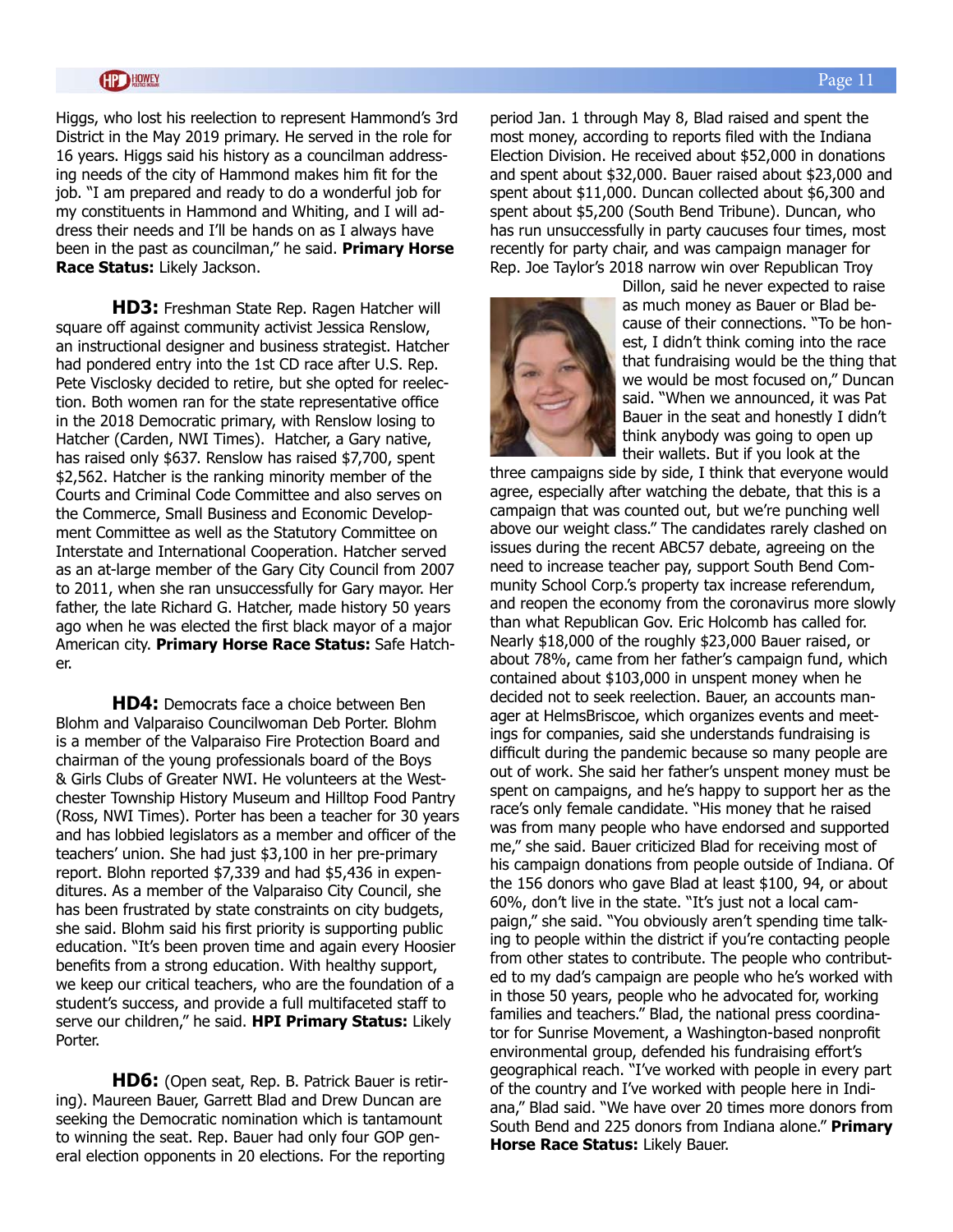Higgs, who lost his reelection to represent Hammond's 3rd District in the May 2019 primary. He served in the role for 16 years. Higgs said his history as a councilman addressing needs of the city of Hammond makes him fit for the job. "I am prepared and ready to do a wonderful job for my constituents in Hammond and Whiting, and I will address their needs and I'll be hands on as I always have been in the past as councilman," he said. **Primary Horse Race Status:** Likely Jackson.

**HD3:** Freshman State Rep. Ragen Hatcher will square off against community activist Jessica Renslow, an instructional designer and business strategist. Hatcher had pondered entry into the 1st CD race after U.S. Rep. Pete Visclosky decided to retire, but she opted for reelection. Both women ran for the state representative office in the 2018 Democratic primary, with Renslow losing to Hatcher (Carden, NWI Times). Hatcher, a Gary native, has raised only $637. Renslow has raised $7,700, spent $2,562. Hatcher is the ranking minority member of the Courts and Criminal Code Committee and also serves on the Commerce, Small Business and Economic Development Committee as well as the Statutory Committee on Interstate and International Cooperation. Hatcher served as an at-large member of the Gary City Council from 2007 to 2011, when she ran unsuccessfully for Gary mayor. Her father, the late Richard G. Hatcher, made history 50 years ago when he was elected the first black mayor of a major American city. **Primary Horse Race Status:** Safe Hatcher.

**HD4:** Democrats face a choice between Ben Blohm and Valparaiso Councilwoman Deb Porter. Blohm is a member of the Valparaiso Fire Protection Board and chairman of the young professionals board of the Boys & Girls Clubs of Greater NWI. He volunteers at the Westchester Township History Museum and Hilltop Food Pantry (Ross, NWI Times). Porter has been a teacher for 30 years and has lobbied legislators as a member and officer of the teachers' union. She had just $3,100 in her pre-primary report. Blohn reported $7,339 and had $5,436 in expenditures. As a member of the Valparaiso City Council, she has been frustrated by state constraints on city budgets, she said. Blohm said his first priority is supporting public education. "It's been proven time and again every Hoosier benefits from a strong education. With healthy support, we keep our critical teachers, who are the foundation of a student's success, and provide a full multifaceted staff to serve our children," he said. **HPI Primary Status:** Likely Porter.

**HD6:** (Open seat, Rep. B. Patrick Bauer is retiring). Maureen Bauer, Garrett Blad and Drew Duncan are seeking the Democratic nomination which is tantamount to winning the seat. Rep. Bauer had only four GOP general election opponents in 20 elections. For the reporting period Jan. 1 through May 8, Blad raised and spent the most money, according to reports filed with the Indiana Election Division. He received about $52,000 in donations and spent about $32,000. Bauer raised about $23,000 and spent about $11,000. Duncan collected about $6,300 and spent about $5,200 (South Bend Tribune). Duncan, who has run unsuccessfully in party caucuses four times, most recently for party chair, and was campaign manager for Rep. Joe Taylor's 2018 narrow win over Republican Troy Dillon, said he never expected to raise as much money as Bauer or Blad because of their connections. "To be honest, I didn't think coming into the race that fundraising would be the thing that we would be most focused on," Duncan said. "When we announced, it was Pat Bauer in the seat and honestly I didn't think anybody was going to open up their wallets. But if you look at the three campaigns side by side, I think that everyone would agree, especially after watching the debate, that this is a campaign that was counted out, but we're punching well above our weight class." The candidates rarely clashed on issues during the recent ABC57 debate, agreeing on the need to increase teacher pay, support South Bend Community School Corp.'s property tax increase referendum, and reopen the economy from the coronavirus more slowly than what Republican Gov. Eric Holcomb has called for. Nearly $18,000 of the roughly $23,000 Bauer raised, or about 78%, came from her father's campaign fund, which contained about $103,000 in unspent money when he decided not to seek reelection. Bauer, an accounts manager at HelmsBriscoe, which organizes events and meetings for companies, said she understands fundraising is difficult during the pandemic because so many people are out of work. She said her father's unspent money must be spent on campaigns, and he's happy to support her as the race's only female candidate. "His money that he raised was from many people who have endorsed and supported me," she said. Bauer criticized Blad for receiving most of his campaign donations from people outside of Indiana. Of the 156 donors who gave Blad at least $100, 94, or about 60%, don't live in the state. "It's just not a local campaign," she said. "You obviously aren't spending time talking to people within the district if you're contacting people from other states to contribute. The people who contributed to my dad's campaign are people who he's worked with in those 50 years, people who he advocated for, working families and teachers." Blad, the national press coordinator for Sunrise Movement, a Washington-based nonprofit environmental group, defended his fundraising effort's geographical reach. "I've worked with people in every part of the country and I've worked with people here in Indiana," Blad said. "We have over 20 times more donors from South Bend and 225 donors from Indiana alone." **Primary Horse Race Status:** Likely Bauer.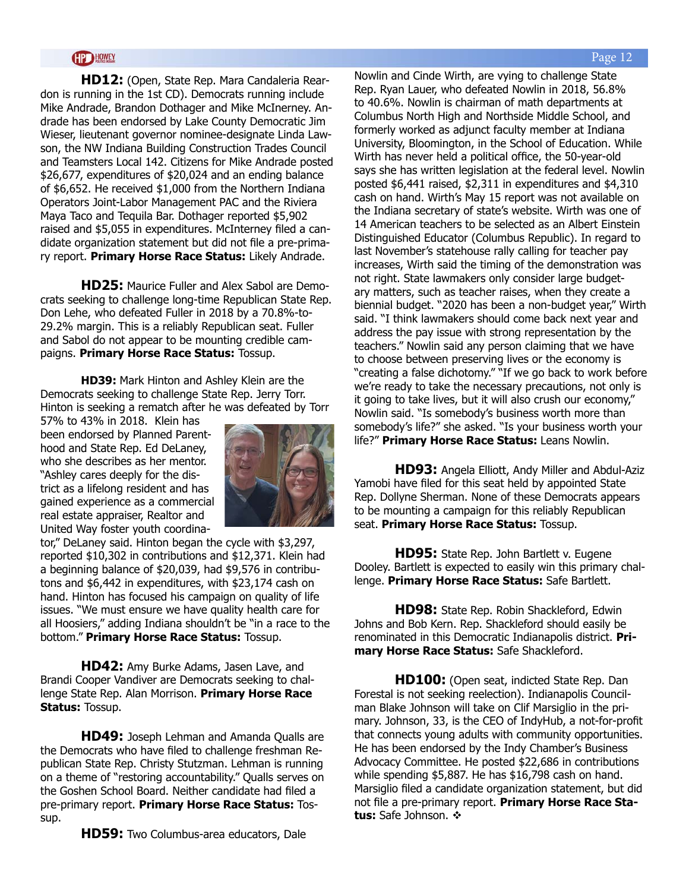**HD12:** (Open, State Rep. Mara Candaleria Reardon is running in the 1st CD). Democrats running include Mike Andrade, Brandon Dothager and Mike McInerney. Andrade has been endorsed by Lake County Democratic Jim Wieser, lieutenant governor nominee-designate Linda Lawson, the NW Indiana Building Construction Trades Council and Teamsters Local 142. Citizens for Mike Andrade posted $26,677, expenditures of $20,024 and an ending balance of $6,652. He received $1,000 from the Northern Indiana Operators Joint-Labor Management PAC and the Riviera Maya Taco and Tequila Bar. Dothager reported $5,902 raised and $5,055 in expenditures. McInterney filed a candidate organization statement but did not file a pre-primary report. **Primary Horse Race Status:** Likely Andrade.

**HD25:** Maurice Fuller and Alex Sabol are Democrats seeking to challenge long-time Republican State Rep. Don Lehe, who defeated Fuller in 2018 by a 70.8%-to-29.2% margin. This is a reliably Republican seat. Fuller and Sabol do not appear to be mounting credible campaigns. **Primary Horse Race Status:** Tossup.

**HD39:** Mark Hinton and Ashley Klein are the Democrats seeking to challenge State Rep. Jerry Torr. Hinton is seeking a rematch after he was defeated by Torr 57% to 43% in 2018. Klein has been endorsed by Planned Parenthood and State Rep. Ed DeLaney, who she describes as her mentor. "Ashley cares deeply for the district as a lifelong resident and has gained experience as a commercial real estate appraiser, Realtor and United Way foster youth coordinator," DeLaney said. Hinton began the cycle with $3,297, reported $10,302 in contributions and $12,371. Klein had a beginning balance of $20,039, had $9,576 in contributons and $6,442 in expenditures, with $23,174 cash on hand. Hinton has focused his campaign on quality of life issues. "We must ensure we have quality health care for all Hoosiers," adding Indiana shouldn't be "in a race to the bottom." **Primary Horse Race Status:** Tossup.

**HD42:** Amy Burke Adams, Jasen Lave, and Brandi Cooper Vandiver are Democrats seeking to challenge State Rep. Alan Morrison. **Primary Horse Race Status:** Tossup.

**HD49:** Joseph Lehman and Amanda Qualls are the Democrats who have filed to challenge freshman Republican State Rep. Christy Stutzman. Lehman is running on a theme of "restoring accountability." Qualls serves on the Goshen School Board. Neither candidate had filed a pre-primary report. **Primary Horse Race Status:** Tossup.

**HD59:** Two Columbus-area educators, Dale Nowlin and Cinde Wirth, are vying to challenge State Rep. Ryan Lauer, who defeated Nowlin in 2018, 56.8% to 40.6%. Nowlin is chairman of math departments at Columbus North High and Northside Middle School, and formerly worked as adjunct faculty member at Indiana University, Bloomington, in the School of Education. While Wirth has never held a political office, the 50-year-old says she has written legislation at the federal level. Nowlin posted $6,441 raised, $2,311 in expenditures and $4,310 cash on hand. Wirth's May 15 report was not available on the Indiana secretary of state's website. Wirth was one of 14 American teachers to be selected as an Albert Einstein Distinguished Educator (Columbus Republic). In regard to last November's statehouse rally calling for teacher pay increases, Wirth said the timing of the demonstration was not right. State lawmakers only consider large budgetary matters, such as teacher raises, when they create a biennial budget. "2020 has been a non-budget year," Wirth said. "I think lawmakers should come back next year and address the pay issue with strong representation by the teachers." Nowlin said any person claiming that we have to choose between preserving lives or the economy is "creating a false dichotomy." "If we go back to work before we're ready to take the necessary precautions, not only is it going to take lives, but it will also crush our economy," Nowlin said. "Is somebody's business worth more than somebody's life?" she asked. "Is your business worth your life?" **Primary Horse Race Status:** Leans Nowlin.

**HD93:** Angela Elliott, Andy Miller and Abdul-Aziz Yamobi have filed for this seat held by appointed State Rep. Dollyne Sherman. None of these Democrats appears to be mounting a campaign for this reliably Republican seat. **Primary Horse Race Status:** Tossup.

**HD95:** State Rep. John Bartlett v. Eugene Dooley. Bartlett is expected to easily win this primary challenge. **Primary Horse Race Status:** Safe Bartlett.

**HD98:** State Rep. Robin Shackleford, Edwin Johns and Bob Kern. Rep. Shackleford should easily be renominated in this Democratic Indianapolis district. **Primary Horse Race Status:** Safe Shackleford.

**HD100:** (Open seat, indicted State Rep. Dan Forestal is not seeking reelection). Indianapolis Councilman Blake Johnson will take on Clif Marsiglio in the primary. Johnson, 33, is the CEO of IndyHub, a not-for-profit that connects young adults with community opportunities. He has been endorsed by the Indy Chamber's Business Advocacy Committee. He posted $22,686 in contributions while spending $5,887. He has $16,798 cash on hand. Marsiglio filed a candidate organization statement, but did not file a pre-primary report. **Primary Horse Race Status:** Safe Johnson. ❖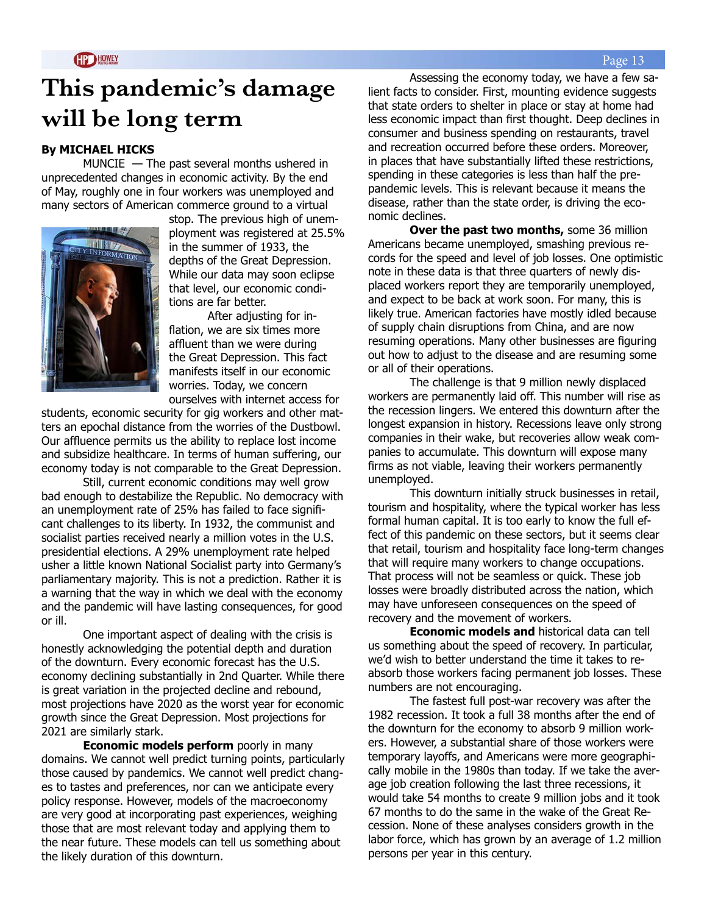# This pandemic's damage will be long term

**By MICHAEL HICKS**

MUNCIE — The past several months ushered in unprecedented changes in economic activity. By the end of May, roughly one in four workers was unemployed and many sectors of American commerce ground to a virtual stop. The previous high of unemployment was registered at 25.5% in the summer of 1933, the depths of the Great Depression. While our data may soon eclipse that level, our economic conditions are far better.

After adjusting for inflation, we are six times more affluent than we were during the Great Depression. This fact manifests itself in our economic worries. Today, we concern ourselves with internet access for students, economic security for gig workers and other matters an epochal distance from the worries of the Dustbowl. Our affluence permits us the ability to replace lost income and subsidize healthcare. In terms of human suffering, our economy today is not comparable to the Great Depression.

Still, current economic conditions may well grow bad enough to destabilize the Republic. No democracy with an unemployment rate of 25% has failed to face significant challenges to its liberty. In 1932, the communist and socialist parties received nearly a million votes in the U.S. presidential elections. A 29% unemployment rate helped usher a little known National Socialist party into Germany's parliamentary majority. This is not a prediction. Rather it is a warning that the way in which we deal with the economy and the pandemic will have lasting consequences, for good or ill.

One important aspect of dealing with the crisis is honestly acknowledging the potential depth and duration of the downturn. Every economic forecast has the U.S. economy declining substantially in 2nd Quarter. While there is great variation in the projected decline and rebound, most projections have 2020 as the worst year for economic growth since the Great Depression. Most projections for 2021 are similarly stark.

**Economic models perform** poorly in many domains. We cannot well predict turning points, particularly those caused by pandemics. We cannot well predict changes to tastes and preferences, nor can we anticipate every policy response. However, models of the macroeconomy are very good at incorporating past experiences, weighing those that are most relevant today and applying them to the near future. These models can tell us something about the likely duration of this downturn.

Assessing the economy today, we have a few salient facts to consider. First, mounting evidence suggests that state orders to shelter in place or stay at home had less economic impact than first thought. Deep declines in consumer and business spending on restaurants, travel and recreation occurred before these orders. Moreover, in places that have substantially lifted these restrictions, spending in these categories is less than half the pre-pandemic levels. This is relevant because it means the disease, rather than the state order, is driving the economic declines.

**Over the past two months,** some 36 million Americans became unemployed, smashing previous records for the speed and level of job losses. One optimistic note in these data is that three quarters of newly displaced workers report they are temporarily unemployed, and expect to be back at work soon. For many, this is likely true. American factories have mostly idled because of supply chain disruptions from China, and are now resuming operations. Many other businesses are figuring out how to adjust to the disease and are resuming some or all of their operations.

The challenge is that 9 million newly displaced workers are permanently laid off. This number will rise as the recession lingers. We entered this downturn after the longest expansion in history. Recessions leave only strong companies in their wake, but recoveries allow weak companies to accumulate. This downturn will expose many firms as not viable, leaving their workers permanently unemployed.

This downturn initially struck businesses in retail, tourism and hospitality, where the typical worker has less formal human capital. It is too early to know the full effect of this pandemic on these sectors, but it seems clear that retail, tourism and hospitality face long-term changes that will require many workers to change occupations. That process will not be seamless or quick. These job losses were broadly distributed across the nation, which may have unforeseen consequences on the speed of recovery and the movement of workers.

**Economic models and** historical data can tell us something about the speed of recovery. In particular, we'd wish to better understand the time it takes to reabsorb those workers facing permanent job losses. These numbers are not encouraging.

The fastest full post-war recovery was after the 1982 recession. It took a full 38 months after the end of the downturn for the economy to absorb 9 million workers. However, a substantial share of those workers were temporary layoffs, and Americans were more geographically mobile in the 1980s than today. If we take the average job creation following the last three recessions, it would take 54 months to create 9 million jobs and it took 67 months to do the same in the wake of the Great Recession. None of these analyses considers growth in the labor force, which has grown by an average of 1.2 million persons per year in this century.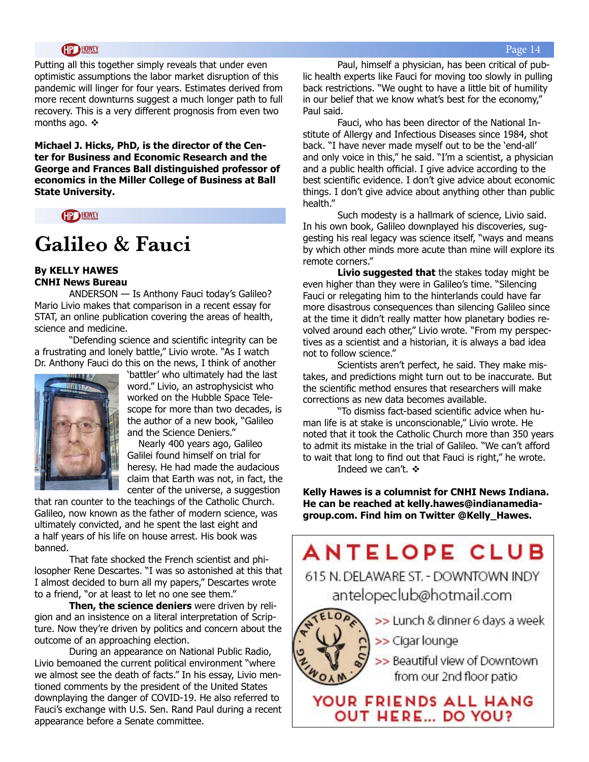Putting all this together simply reveals that under even optimistic assumptions the labor market disruption of this pandemic will linger for four years. Estimates derived from more recent downturns suggest a much longer path to full recovery. This is a very different prognosis from even two months ago. ❖

**Michael J. Hicks, PhD, is the director of the Center for Business and Economic Research and the George and Frances Ball distinguished professor of economics in the Miller College of Business at Ball State University.**

# Galileo & Fauci

**By KELLY HAWES**
**CNHI News Bureau**

ANDERSON — Is Anthony Fauci today's Galileo? Mario Livio makes that comparison in a recent essay for STAT, an online publication covering the areas of health, science and medicine.

"Defending science and scientific integrity can be a frustrating and lonely battle," Livio wrote. "As I watch Dr. Anthony Fauci do this on the news, I think of another 'battler' who ultimately had the last word." Livio, an astrophysicist who worked on the Hubble Space Telescope for more than two decades, is the author of a new book, "Galileo and the Science Deniers."

Nearly 400 years ago, Galileo Galilei found himself on trial for heresy. He had made the audacious claim that Earth was not, in fact, the center of the universe, a suggestion that ran counter to the teachings of the Catholic Church. Galileo, now known as the father of modern science, was ultimately convicted, and he spent the last eight and a half years of his life on house arrest. His book was banned.

That fate shocked the French scientist and philosopher Rene Descartes. "I was so astonished at this that I almost decided to burn all my papers," Descartes wrote to a friend, "or at least to let no one see them."

**Then, the science deniers** were driven by religion and an insistence on a literal interpretation of Scripture. Now they're driven by politics and concern about the outcome of an approaching election.

During an appearance on National Public Radio, Livio bemoaned the current political environment "where we almost see the death of facts." In his essay, Livio mentioned comments by the president of the United States downplaying the danger of COVID-19. He also referred to Fauci's exchange with U.S. Sen. Rand Paul during a recent appearance before a Senate committee.

Paul, himself a physician, has been critical of public health experts like Fauci for moving too slowly in pulling back restrictions. "We ought to have a little bit of humility in our belief that we know what's best for the economy," Paul said.

Fauci, who has been director of the National Institute of Allergy and Infectious Diseases since 1984, shot back. "I have never made myself out to be the 'end-all' and only voice in this," he said. "I'm a scientist, a physician and a public health official. I give advice according to the best scientific evidence. I don't give advice about economic things. I don't give advice about anything other than public health."

Such modesty is a hallmark of science, Livio said. In his own book, Galileo downplayed his discoveries, suggesting his real legacy was science itself, "ways and means by which other minds more acute than mine will explore its remote corners."

**Livio suggested that** the stakes today might be even higher than they were in Galileo's time. "Silencing Fauci or relegating him to the hinterlands could have far more disastrous consequences than silencing Galileo since at the time it didn't really matter how planetary bodies revolved around each other," Livio wrote. "From my perspectives as a scientist and a historian, it is always a bad idea not to follow science."

Scientists aren't perfect, he said. They make mistakes, and predictions might turn out to be inaccurate. But the scientific method ensures that researchers will make corrections as new data becomes available.

"To dismiss fact-based scientific advice when human life is at stake is unconscionable," Livio wrote. He noted that it took the Catholic Church more than 350 years to admit its mistake in the trial of Galileo. "We can't afford to wait that long to find out that Fauci is right," he wrote.

Indeed we can't. ❖

**Kelly Hawes is a columnist for CNHI News Indiana. He can be reached at kelly.hawes@indianamediagroup.com. Find him on Twitter @Kelly_Hawes.**

ANTELOPE CLUB
615 N. DELAWARE ST. - DOWNTOWN INDY
antelopeclub@hotmail.com

>> Lunch & dinner 6 days a week
>> Cigar lounge
>> Beautiful view of Downtown from our 2nd floor patio

YOUR FRIENDS ALL HANG OUT HERE... DO YOU?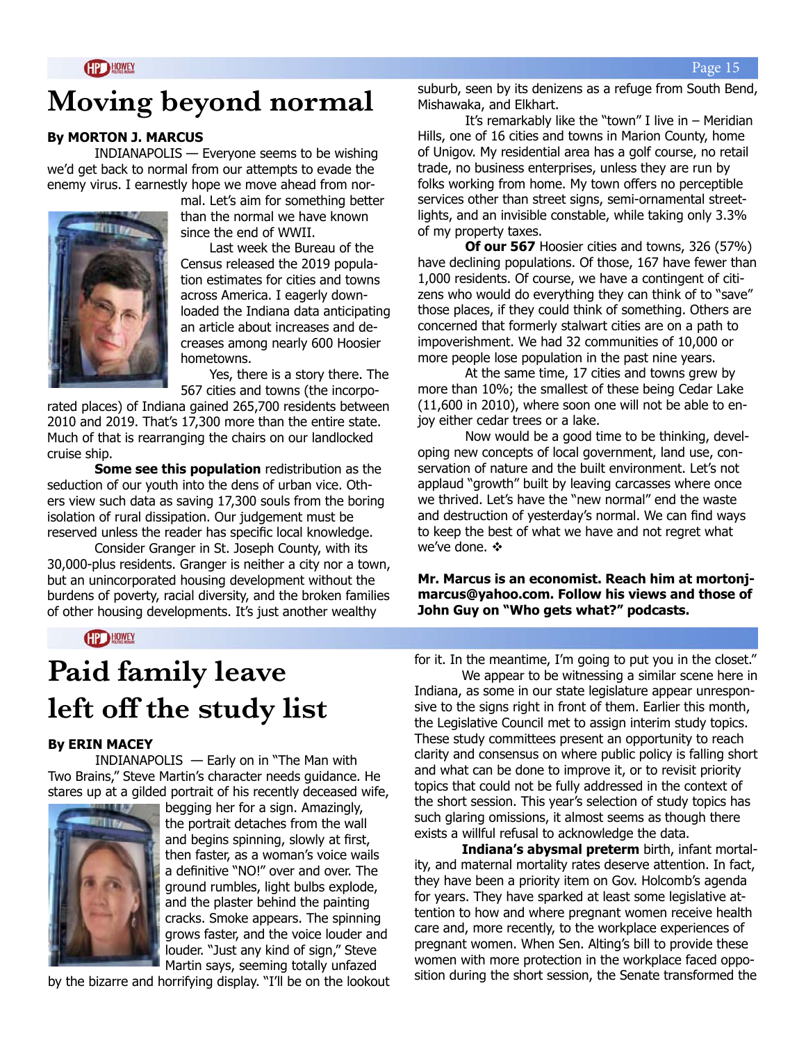# Moving beyond normal

**By MORTON J. MARCUS**

INDIANAPOLIS — Everyone seems to be wishing we'd get back to normal from our attempts to evade the enemy virus. I earnestly hope we move ahead from normal. Let's aim for something better than the normal we have known since the end of WWII.

Last week the Bureau of the Census released the 2019 population estimates for cities and towns across America. I eagerly downloaded the Indiana data anticipating an article about increases and decreases among nearly 600 Hoosier hometowns.

Yes, there is a story there. The 567 cities and towns (the incorporated places) of Indiana gained 265,700 residents between 2010 and 2019. That's 17,300 more than the entire state. Much of that is rearranging the chairs on our landlocked cruise ship.

**Some see this population** redistribution as the seduction of our youth into the dens of urban vice. Others view such data as saving 17,300 souls from the boring isolation of rural dissipation. Our judgement must be reserved unless the reader has specific local knowledge.

Consider Granger in St. Joseph County, with its 30,000-plus residents. Granger is neither a city nor a town, but an unincorporated housing development without the burdens of poverty, racial diversity, and the broken families of other housing developments. It's just another wealthy suburb, seen by its denizens as a refuge from South Bend, Mishawaka, and Elkhart.

It's remarkably like the "town" I live in – Meridian Hills, one of 16 cities and towns in Marion County, home of Unigov. My residential area has a golf course, no retail trade, no business enterprises, unless they are run by folks working from home. My town offers no perceptible services other than street signs, semi-ornamental streetlights, and an invisible constable, while taking only 3.3% of my property taxes.

**Of our 567** Hoosier cities and towns, 326 (57%) have declining populations. Of those, 167 have fewer than 1,000 residents. Of course, we have a contingent of citizens who would do everything they can think of to "save" those places, if they could think of something. Others are concerned that formerly stalwart cities are on a path to impoverishment. We had 32 communities of 10,000 or more people lose population in the past nine years.

At the same time, 17 cities and towns grew by more than 10%; the smallest of these being Cedar Lake (11,600 in 2010), where soon one will not be able to enjoy either cedar trees or a lake.

Now would be a good time to be thinking, developing new concepts of local government, land use, conservation of nature and the built environment. Let's not applaud "growth" built by leaving carcasses where once we thrived. Let's have the "new normal" end the waste and destruction of yesterday's normal. We can find ways to keep the best of what we have and not regret what we've done. ❖

**Mr. Marcus is an economist. Reach him at mortonjmarcus@yahoo.com. Follow his views and those of John Guy on "Who gets what?" podcasts.**

# Paid family leave left off the study list

**By ERIN MACEY**

INDIANAPOLIS — Early on in "The Man with Two Brains," Steve Martin's character needs guidance. He stares up at a gilded portrait of his recently deceased wife, begging her for a sign. Amazingly, the portrait detaches from the wall and begins spinning, slowly at first, then faster, as a woman's voice wails a definitive "NO!" over and over. The ground rumbles, light bulbs explode, and the plaster behind the painting cracks. Smoke appears. The spinning grows faster, and the voice louder and louder. "Just any kind of sign," Steve Martin says, seeming totally unfazed by the bizarre and horrifying display. "I'll be on the lookout for it. In the meantime, I'm going to put you in the closet."

We appear to be witnessing a similar scene here in Indiana, as some in our state legislature appear unresponsive to the signs right in front of them. Earlier this month, the Legislative Council met to assign interim study topics. These study committees present an opportunity to reach clarity and consensus on where public policy is falling short and what can be done to improve it, or to revisit priority topics that could not be fully addressed in the context of the short session. This year's selection of study topics has such glaring omissions, it almost seems as though there exists a willful refusal to acknowledge the data.

**Indiana's abysmal preterm** birth, infant mortality, and maternal mortality rates deserve attention. In fact, they have been a priority item on Gov. Holcomb's agenda for years. They have sparked at least some legislative attention to how and where pregnant women receive health care and, more recently, to the workplace experiences of pregnant women. When Sen. Alting's bill to provide these women with more protection in the workplace faced opposition during the short session, the Senate transformed the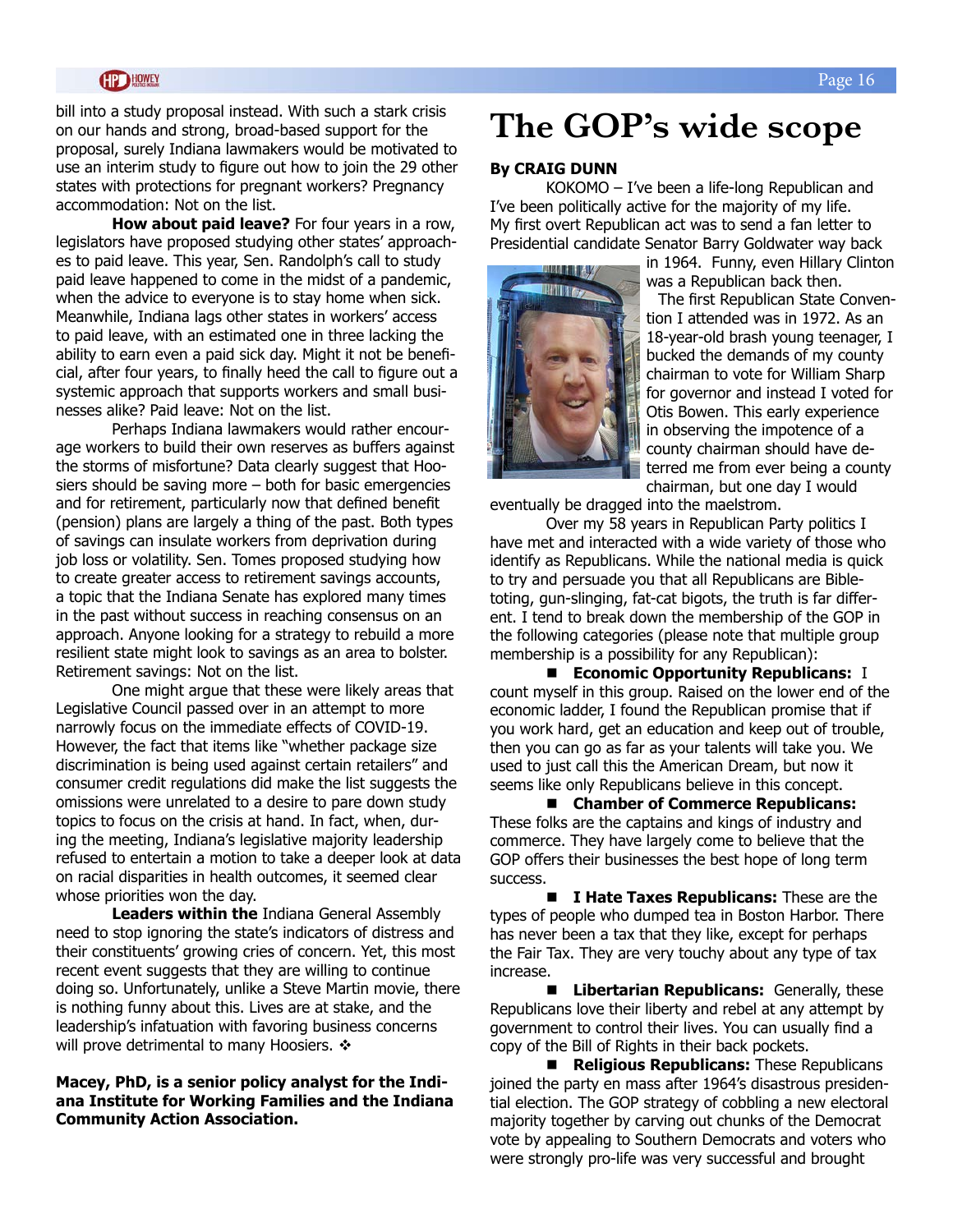bill into a study proposal instead. With such a stark crisis on our hands and strong, broad-based support for the proposal, surely Indiana lawmakers would be motivated to use an interim study to figure out how to join the 29 other states with protections for pregnant workers? Pregnancy accommodation: Not on the list.

**How about paid leave?** For four years in a row, legislators have proposed studying other states' approaches to paid leave. This year, Sen. Randolph's call to study paid leave happened to come in the midst of a pandemic, when the advice to everyone is to stay home when sick. Meanwhile, Indiana lags other states in workers' access to paid leave, with an estimated one in three lacking the ability to earn even a paid sick day. Might it not be beneficial, after four years, to finally heed the call to figure out a systemic approach that supports workers and small businesses alike? Paid leave: Not on the list.

Perhaps Indiana lawmakers would rather encourage workers to build their own reserves as buffers against the storms of misfortune? Data clearly suggest that Hoosiers should be saving more – both for basic emergencies and for retirement, particularly now that defined benefit (pension) plans are largely a thing of the past. Both types of savings can insulate workers from deprivation during job loss or volatility. Sen. Tomes proposed studying how to create greater access to retirement savings accounts, a topic that the Indiana Senate has explored many times in the past without success in reaching consensus on an approach. Anyone looking for a strategy to rebuild a more resilient state might look to savings as an area to bolster. Retirement savings: Not on the list.

One might argue that these were likely areas that Legislative Council passed over in an attempt to more narrowly focus on the immediate effects of COVID-19. However, the fact that items like "whether package size discrimination is being used against certain retailers" and consumer credit regulations did make the list suggests the omissions were unrelated to a desire to pare down study topics to focus on the crisis at hand. In fact, when, during the meeting, Indiana's legislative majority leadership refused to entertain a motion to take a deeper look at data on racial disparities in health outcomes, it seemed clear whose priorities won the day.

**Leaders within the** Indiana General Assembly need to stop ignoring the state's indicators of distress and their constituents' growing cries of concern. Yet, this most recent event suggests that they are willing to continue doing so. Unfortunately, unlike a Steve Martin movie, there is nothing funny about this. Lives are at stake, and the leadership's infatuation with favoring business concerns will prove detrimental to many Hoosiers. ❖

**Macey, PhD, is a senior policy analyst for the Indiana Institute for Working Families and the Indiana Community Action Association.**

# The GOP's wide scope

**By CRAIG DUNN**

KOKOMO – I've been a life-long Republican and I've been politically active for the majority of my life. My first overt Republican act was to send a fan letter to Presidential candidate Senator Barry Goldwater way back in 1964. Funny, even Hillary Clinton was a Republican back then.

The first Republican State Convention I attended was in 1972. As an 18-year-old brash young teenager, I bucked the demands of my county chairman to vote for William Sharp for governor and instead I voted for Otis Bowen. This early experience in observing the impotence of a county chairman should have deterred me from ever being a county chairman, but one day I would eventually be dragged into the maelstrom.

Over my 58 years in Republican Party politics I have met and interacted with a wide variety of those who identify as Republicans. While the national media is quick to try and persuade you that all Republicans are Bible-toting, gun-slinging, fat-cat bigots, the truth is far different. I tend to break down the membership of the GOP in the following categories (please note that multiple group membership is a possibility for any Republican):

- **Economic Opportunity Republicans:** I count myself in this group. Raised on the lower end of the economic ladder, I found the Republican promise that if you work hard, get an education and keep out of trouble, then you can go as far as your talents will take you. We used to just call this the American Dream, but now it seems like only Republicans believe in this concept.
- **Chamber of Commerce Republicans:** These folks are the captains and kings of industry and commerce. They have largely come to believe that the GOP offers their businesses the best hope of long term success.
- **I Hate Taxes Republicans:** These are the types of people who dumped tea in Boston Harbor. There has never been a tax that they like, except for perhaps the Fair Tax. They are very touchy about any type of tax increase.
- **Libertarian Republicans:** Generally, these Republicans love their liberty and rebel at any attempt by government to control their lives. You can usually find a copy of the Bill of Rights in their back pockets.
- **Religious Republicans:** These Republicans joined the party en mass after 1964's disastrous presidential election. The GOP strategy of cobbling a new electoral majority together by carving out chunks of the Democrat vote by appealing to Southern Democrats and voters who were strongly pro-life was very successful and brought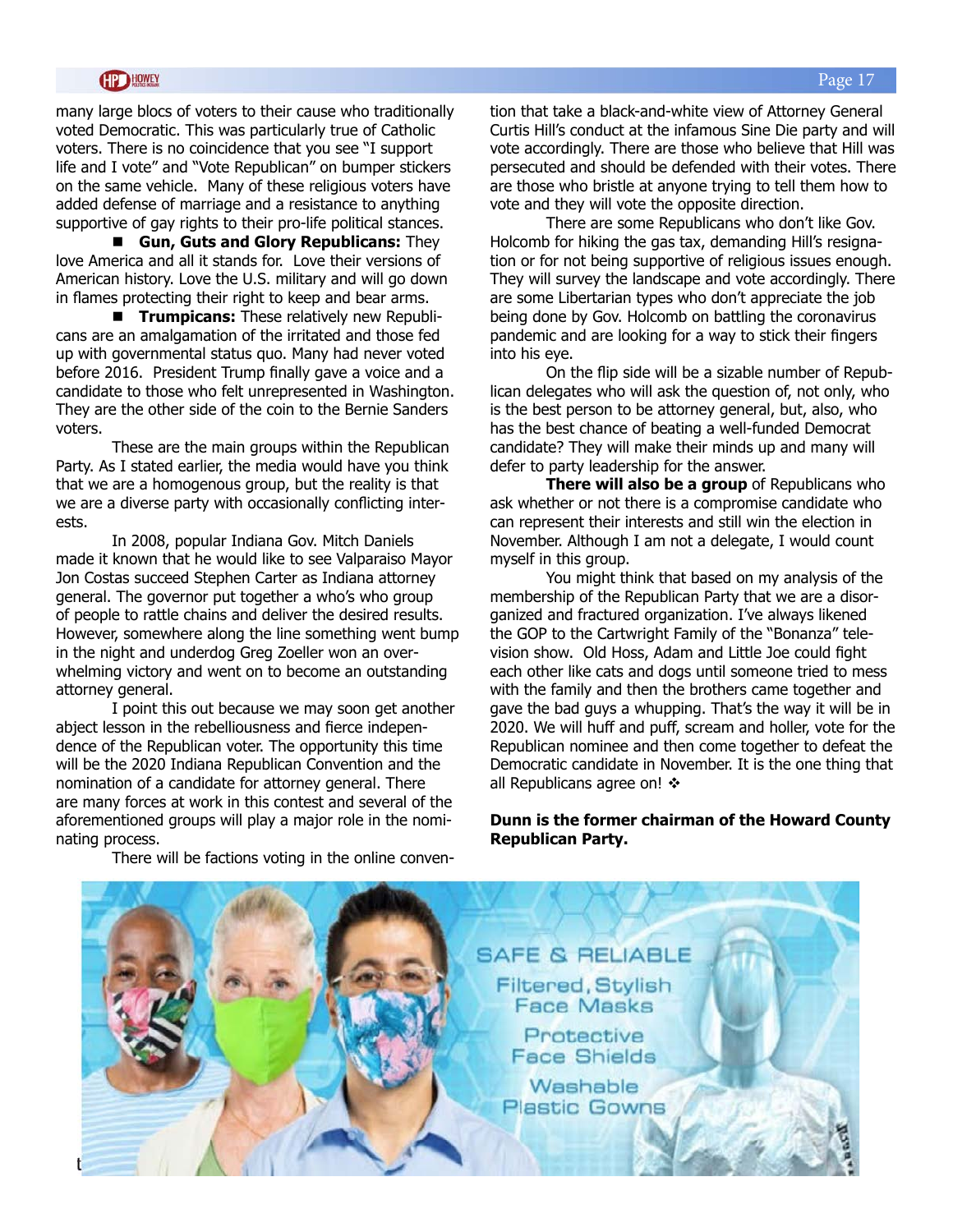many large blocs of voters to their cause who traditionally voted Democratic. This was particularly true of Catholic voters. There is no coincidence that you see "I support life and I vote" and "Vote Republican" on bumper stickers on the same vehicle. Many of these religious voters have added defense of marriage and a resistance to anything supportive of gay rights to their pro-life political stances.

- **Gun, Guts and Glory Republicans:** They love America and all it stands for. Love their versions of American history. Love the U.S. military and will go down in flames protecting their right to keep and bear arms.

- **Trumpicans:** These relatively new Republicans are an amalgamation of the irritated and those fed up with governmental status quo. Many had never voted before 2016. President Trump finally gave a voice and a candidate to those who felt unrepresented in Washington. They are the other side of the coin to the Bernie Sanders voters.

These are the main groups within the Republican Party. As I stated earlier, the media would have you think that we are a homogenous group, but the reality is that we are a diverse party with occasionally conflicting interests.

In 2008, popular Indiana Gov. Mitch Daniels made it known that he would like to see Valparaiso Mayor Jon Costas succeed Stephen Carter as Indiana attorney general. The governor put together a who's who group of people to rattle chains and deliver the desired results. However, somewhere along the line something went bump in the night and underdog Greg Zoeller won an overwhelming victory and went on to become an outstanding attorney general.

I point this out because we may soon get another abject lesson in the rebelliousness and fierce independence of the Republican voter. The opportunity this time will be the 2020 Indiana Republican Convention and the nomination of a candidate for attorney general. There are many forces at work in this contest and several of the aforementioned groups will play a major role in the nominating process.

There will be factions voting in the online convention that take a black-and-white view of Attorney General Curtis Hill's conduct at the infamous Sine Die party and will vote accordingly. There are those who believe that Hill was persecuted and should be defended with their votes. There are those who bristle at anyone trying to tell them how to vote and they will vote the opposite direction.

There are some Republicans who don't like Gov. Holcomb for hiking the gas tax, demanding Hill's resignation or for not being supportive of religious issues enough. They will survey the landscape and vote accordingly. There are some Libertarian types who don't appreciate the job being done by Gov. Holcomb on battling the coronavirus pandemic and are looking for a way to stick their fingers into his eye.

On the flip side will be a sizable number of Republican delegates who will ask the question of, not only, who is the best person to be attorney general, but, also, who has the best chance of beating a well-funded Democrat candidate? They will make their minds up and many will defer to party leadership for the answer.

**There will also be a group** of Republicans who ask whether or not there is a compromise candidate who can represent their interests and still win the election in November. Although I am not a delegate, I would count myself in this group.

You might think that based on my analysis of the membership of the Republican Party that we are a disorganized and fractured organization. I've always likened the GOP to the Cartwright Family of the "Bonanza" television show. Old Hoss, Adam and Little Joe could fight each other like cats and dogs until someone tried to mess with the family and then the brothers came together and gave the bad guys a whupping. That's the way it will be in 2020. We will huff and puff, scream and holler, vote for the Republican nominee and then come together to defeat the Democratic candidate in November. It is the one thing that all Republicans agree on! ❖

**Dunn is the former chairman of the Howard County Republican Party.**

SAFE & RELIABLE
Filtered, Stylish Face Masks
Protective Face Shields
Washable Plastic Gowns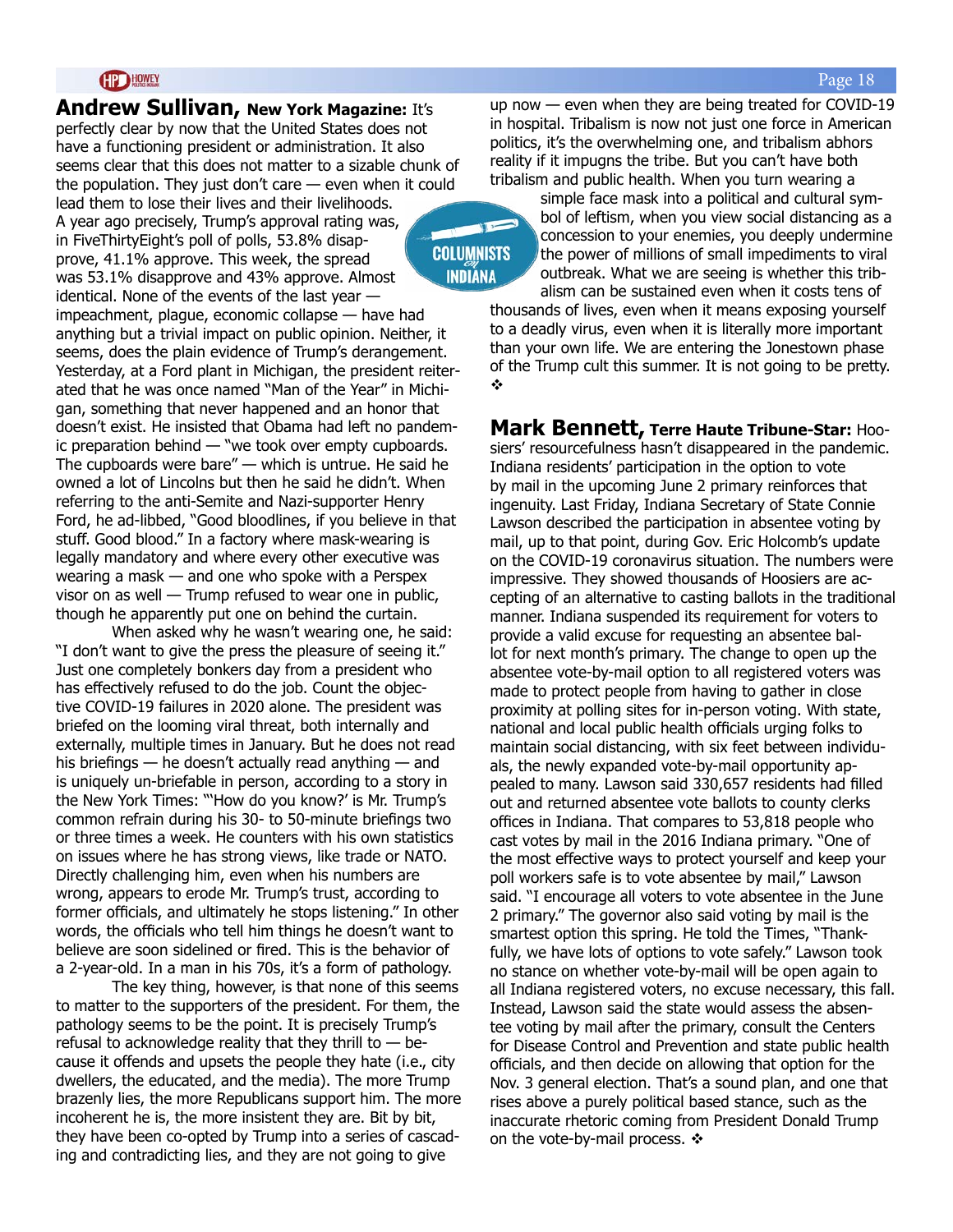**Andrew Sullivan, New York Magazine:** It's perfectly clear by now that the United States does not have a functioning president or administration. It also seems clear that this does not matter to a sizable chunk of the population. They just don't care — even when it could lead them to lose their lives and their livelihoods. A year ago precisely, Trump's approval rating was, in FiveThirtyEight's poll of polls, 53.8% disapprove, 41.1% approve. This week, the spread was 53.1% disapprove and 43% approve. Almost identical. None of the events of the last year — impeachment, plague, economic collapse — have had anything but a trivial impact on public opinion. Neither, it seems, does the plain evidence of Trump's derangement. Yesterday, at a Ford plant in Michigan, the president reiterated that he was once named "Man of the Year" in Michigan, something that never happened and an honor that doesn't exist. He insisted that Obama had left no pandemic preparation behind — "we took over empty cupboards. The cupboards were bare" — which is untrue. He said he owned a lot of Lincolns but then he said he didn't. When referring to the anti-Semite and Nazi-supporter Henry Ford, he ad-libbed, "Good bloodlines, if you believe in that stuff. Good blood." In a factory where mask-wearing is legally mandatory and where every other executive was wearing a mask — and one who spoke with a Perspex visor on as well — Trump refused to wear one in public, though he apparently put one on behind the curtain.

When asked why he wasn't wearing one, he said: "I don't want to give the press the pleasure of seeing it." Just one completely bonkers day from a president who has effectively refused to do the job. Count the objective COVID-19 failures in 2020 alone. The president was briefed on the looming viral threat, both internally and externally, multiple times in January. But he does not read his briefings — he doesn't actually read anything — and is uniquely un-briefable in person, according to a story in the New York Times: "'How do you know?' is Mr. Trump's common refrain during his 30- to 50-minute briefings two or three times a week. He counters with his own statistics on issues where he has strong views, like trade or NATO. Directly challenging him, even when his numbers are wrong, appears to erode Mr. Trump's trust, according to former officials, and ultimately he stops listening." In other words, the officials who tell him things he doesn't want to believe are soon sidelined or fired. This is the behavior of a 2-year-old. In a man in his 70s, it's a form of pathology.

The key thing, however, is that none of this seems to matter to the supporters of the president. For them, the pathology seems to be the point. It is precisely Trump's refusal to acknowledge reality that they thrill to — because it offends and upsets the people they hate (i.e., city dwellers, the educated, and the media). The more Trump brazenly lies, the more Republicans support him. The more incoherent he is, the more insistent they are. Bit by bit, they have been co-opted by Trump into a series of cascading and contradicting lies, and they are not going to give up now — even when they are being treated for COVID-19 in hospital. Tribalism is now not just one force in American politics, it's the overwhelming one, and tribalism abhors reality if it impugns the tribe. But you can't have both tribalism and public health. When you turn wearing a simple face mask into a political and cultural symbol of leftism, when you view social distancing as a concession to your enemies, you deeply undermine the power of millions of small impediments to viral outbreak. What we are seeing is whether this tribalism can be sustained even when it costs tens of thousands of lives, even when it means exposing yourself to a deadly virus, even when it is literally more important than your own life. We are entering the Jonestown phase of the Trump cult this summer. It is not going to be pretty. ❖

**Mark Bennett, Terre Haute Tribune-Star:** Hoosiers' resourcefulness hasn't disappeared in the pandemic. Indiana residents' participation in the option to vote by mail in the upcoming June 2 primary reinforces that ingenuity. Last Friday, Indiana Secretary of State Connie Lawson described the participation in absentee voting by mail, up to that point, during Gov. Eric Holcomb's update on the COVID-19 coronavirus situation. The numbers were impressive. They showed thousands of Hoosiers are accepting of an alternative to casting ballots in the traditional manner. Indiana suspended its requirement for voters to provide a valid excuse for requesting an absentee ballot for next month's primary. The change to open up the absentee vote-by-mail option to all registered voters was made to protect people from having to gather in close proximity at polling sites for in-person voting. With state, national and local public health officials urging folks to maintain social distancing, with six feet between individuals, the newly expanded vote-by-mail opportunity appealed to many. Lawson said 330,657 residents had filled out and returned absentee vote ballots to county clerks offices in Indiana. That compares to 53,818 people who cast votes by mail in the 2016 Indiana primary. "One of the most effective ways to protect yourself and keep your poll workers safe is to vote absentee by mail," Lawson said. "I encourage all voters to vote absentee in the June 2 primary." The governor also said voting by mail is the smartest option this spring. He told the Times, "Thankfully, we have lots of options to vote safely." Lawson took no stance on whether vote-by-mail will be open again to all Indiana registered voters, no excuse necessary, this fall. Instead, Lawson said the state would assess the absentee voting by mail after the primary, consult the Centers for Disease Control and Prevention and state public health officials, and then decide on allowing that option for the Nov. 3 general election. That's a sound plan, and one that rises above a purely political based stance, such as the inaccurate rhetoric coming from President Donald Trump on the vote-by-mail process. ❖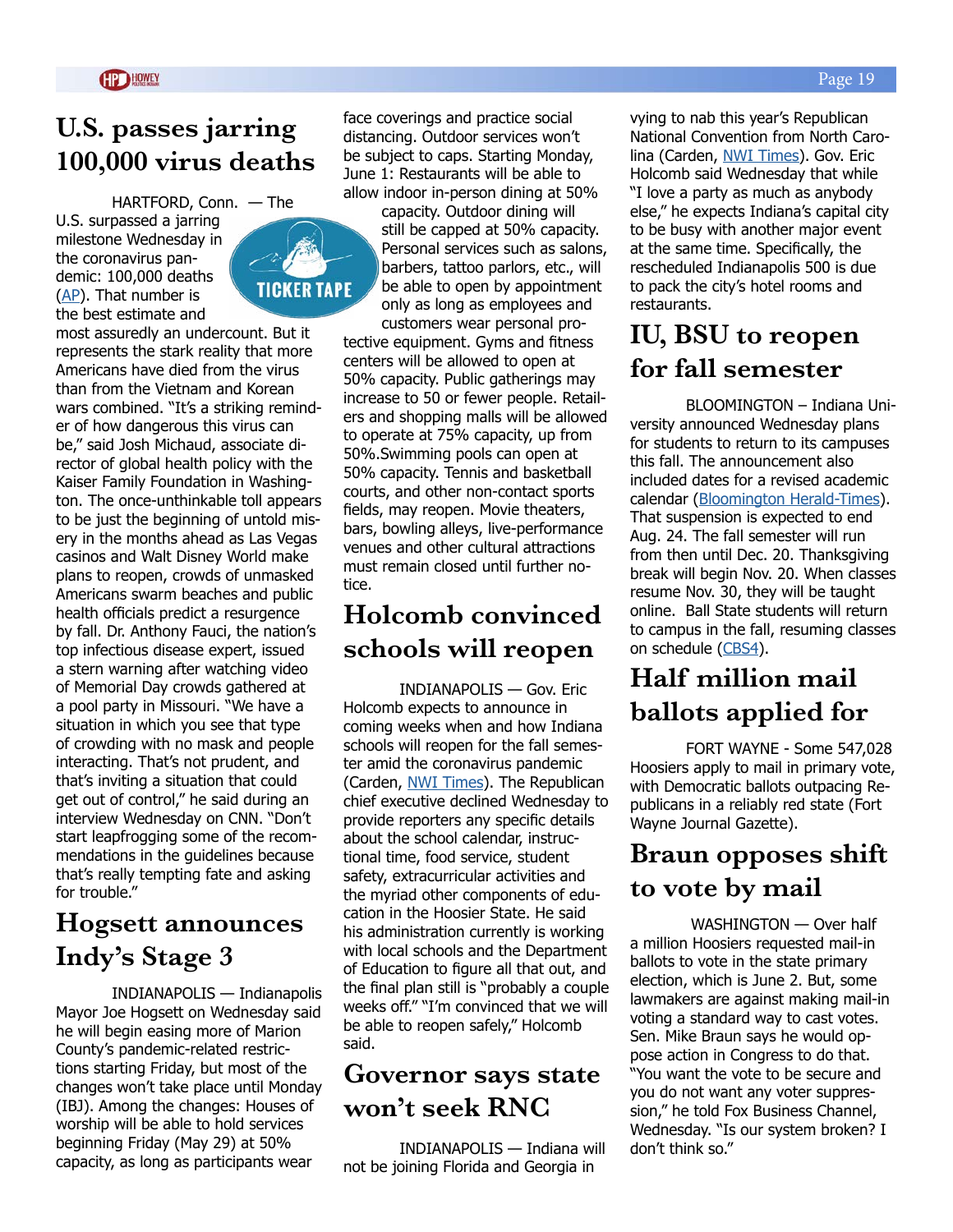## U.S. passes jarring 100,000 virus deaths

HARTFORD, Conn. — The U.S. surpassed a jarring milestone Wednesday in the coronavirus pandemic: 100,000 deaths (AP). That number is the best estimate and most assuredly an undercount. But it represents the stark reality that more Americans have died from the virus than from the Vietnam and Korean wars combined. "It's a striking reminder of how dangerous this virus can be," said Josh Michaud, associate director of global health policy with the Kaiser Family Foundation in Washington. The once-unthinkable toll appears to be just the beginning of untold misery in the months ahead as Las Vegas casinos and Walt Disney World make plans to reopen, crowds of unmasked Americans swarm beaches and public health officials predict a resurgence by fall. Dr. Anthony Fauci, the nation's top infectious disease expert, issued a stern warning after watching video of Memorial Day crowds gathered at a pool party in Missouri. "We have a situation in which you see that type of crowding with no mask and people interacting. That's not prudent, and that's inviting a situation that could get out of control," he said during an interview Wednesday on CNN. "Don't start leapfrogging some of the recommendations in the guidelines because that's really tempting fate and asking for trouble."

## Hogsett announces Indy's Stage 3

INDIANAPOLIS — Indianapolis Mayor Joe Hogsett on Wednesday said he will begin easing more of Marion County's pandemic-related restrictions starting Friday, but most of the changes won't take place until Monday (IBJ). Among the changes: Houses of worship will be able to hold services beginning Friday (May 29) at 50% capacity, as long as participants wear face coverings and practice social distancing. Outdoor services won't be subject to caps. Starting Monday, June 1: Restaurants will be able to allow indoor in-person dining at 50% capacity. Outdoor dining will still be capped at 50% capacity. Personal services such as salons, barbers, tattoo parlors, etc., will be able to open by appointment only as long as employees and customers wear personal protective equipment. Gyms and fitness centers will be allowed to open at 50% capacity. Public gatherings may increase to 50 or fewer people. Retailers and shopping malls will be allowed to operate at 75% capacity, up from 50%.Swimming pools can open at 50% capacity. Tennis and basketball courts, and other non-contact sports fields, may reopen. Movie theaters, bars, bowling alleys, live-performance venues and other cultural attractions must remain closed until further notice.

## Holcomb convinced schools will reopen

INDIANAPOLIS — Gov. Eric Holcomb expects to announce in coming weeks when and how Indiana schools will reopen for the fall semester amid the coronavirus pandemic (Carden, NWI Times). The Republican chief executive declined Wednesday to provide reporters any specific details about the school calendar, instructional time, food service, student safety, extracurricular activities and the myriad other components of education in the Hoosier State. He said his administration currently is working with local schools and the Department of Education to figure all that out, and the final plan still is "probably a couple weeks off." "I'm convinced that we will be able to reopen safely," Holcomb said.

## Governor says state won't seek RNC

INDIANAPOLIS — Indiana will not be joining Florida and Georgia in vying to nab this year's Republican National Convention from North Carolina (Carden, NWI Times). Gov. Eric Holcomb said Wednesday that while "I love a party as much as anybody else," he expects Indiana's capital city to be busy with another major event at the same time. Specifically, the rescheduled Indianapolis 500 is due to pack the city's hotel rooms and restaurants.

## IU, BSU to reopen for fall semester

BLOOMINGTON – Indiana University announced Wednesday plans for students to return to its campuses this fall. The announcement also included dates for a revised academic calendar (Bloomington Herald-Times). That suspension is expected to end Aug. 24. The fall semester will run from then until Dec. 20. Thanksgiving break will begin Nov. 20. When classes resume Nov. 30, they will be taught online. Ball State students will return to campus in the fall, resuming classes on schedule (CBS4).

## Half million mail ballots applied for

FORT WAYNE - Some 547,028 Hoosiers apply to mail in primary vote, with Democratic ballots outpacing Republicans in a reliably red state (Fort Wayne Journal Gazette).

## Braun opposes shift to vote by mail

WASHINGTON — Over half a million Hoosiers requested mail-in ballots to vote in the state primary election, which is June 2. But, some lawmakers are against making mail-in voting a standard way to cast votes. Sen. Mike Braun says he would oppose action in Congress to do that. "You want the vote to be secure and you do not want any voter suppression," he told Fox Business Channel, Wednesday. "Is our system broken? I don't think so."